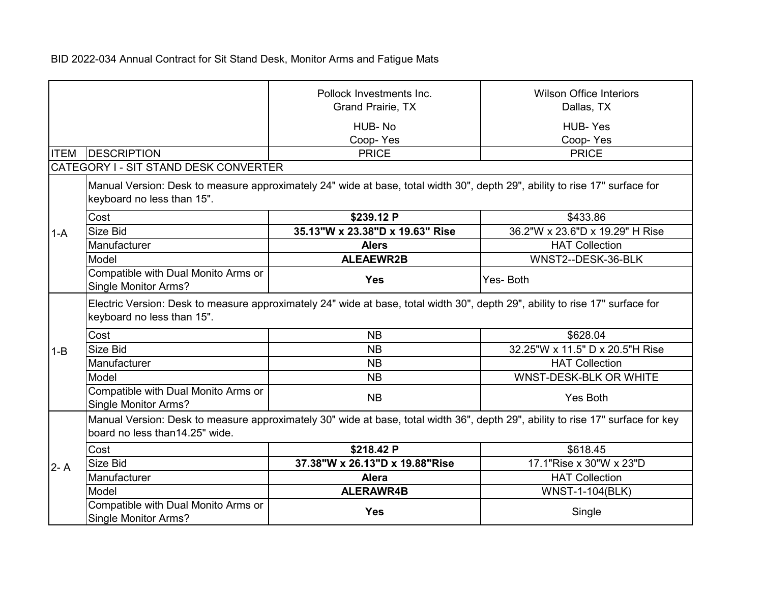BID 2022-034 Annual Contract for Sit Stand Desk, Monitor Arms and Fatigue Mats

| | | Pollock Investments Inc.<br>Grand Prairie, TX<br><br>HUB- No<br>Coop- Yes | Wilson Office Interiors<br>Dallas, TX<br><br>HUB- Yes<br>Coop- Yes |
|---|---|---|---|
| ITEM | DESCRIPTION | PRICE | PRICE |
| CATEGORY I - SIT STAND DESK CONVERTER | | | |
| 1-A | Manual Version: Desk to measure approximately 24" wide at base, total width 30", depth 29", ability to rise 17" surface for keyboard no less than 15". | | |
| | Cost | **$239.12 P** | $433.86 |
| | Size Bid | **35.13"W x 23.38"D x 19.63" Rise** | 36.2"W x 23.6"D x 19.29" H Rise |
| | Manufacturer | **Alers** | HAT Collection |
| | Model | **ALEAEWR2B** | WNST2--DESK-36-BLK |
| | Compatible with Dual Monito Arms or Single Monitor Arms? | **Yes** | Yes- Both |
| 1-B | Electric Version: Desk to measure approximately 24" wide at base, total width 30", depth 29", ability to rise 17" surface for keyboard no less than 15". | | |
| | Cost | NB | $628.04 |
| | Size Bid | NB | 32.25"W x 11.5" D x 20.5"H Rise |
| | Manufacturer | NB | HAT Collection |
| | Model | NB | WNST-DESK-BLK OR WHITE |
| | Compatible with Dual Monito Arms or Single Monitor Arms? | NB | Yes Both |
| 2- A | Manual Version: Desk to measure approximately 30" wide at base, total width 36", depth 29", ability to rise 17" surface for key board no less than14.25" wide. | | |
| | Cost | **$218.42 P** | $618.45 |
| | Size Bid | **37.38"W x 26.13"D x 19.88"Rise** | 17.1"Rise x 30"W x 23"D |
| | Manufacturer | **Alera** | HAT Collection |
| | Model | **ALERAWR4B** | WNST-1-104(BLK) |
| | Compatible with Dual Monito Arms or Single Monitor Arms? | **Yes** | Single |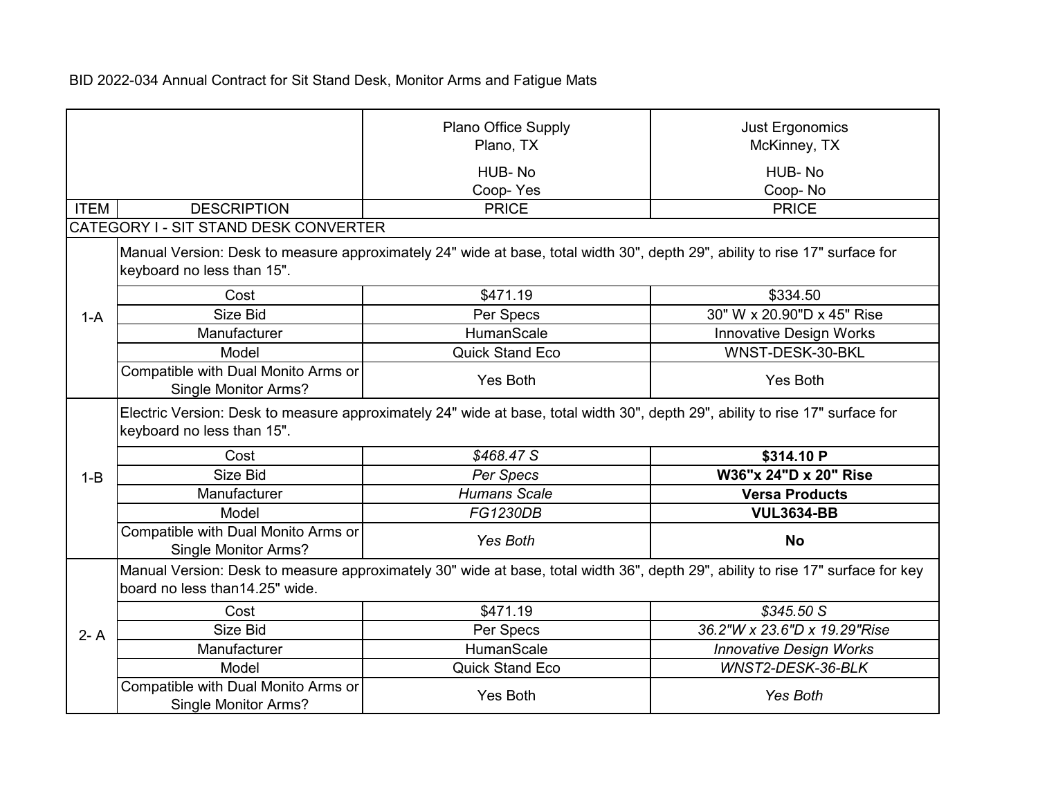BID 2022-034 Annual Contract for Sit Stand Desk, Monitor Arms and Fatigue Mats

| | | Plano Office Supply<br>Plano, TX<br><br>HUB- No<br>Coop- Yes | Just Ergonomics<br>McKinney, TX<br><br>HUB- No<br>Coop- No |
|---|---|---|---|
| ITEM | DESCRIPTION | PRICE | PRICE |
| CATEGORY I - SIT STAND DESK CONVERTER | | | |
| 1-A | Manual Version: Desk to measure approximately 24" wide at base, total width 30", depth 29", ability to rise 17" surface for keyboard no less than 15". | | |
| | Cost | $471.19 | $334.50 |
| | Size Bid | Per Specs | 30" W x 20.90"D x 45" Rise |
| | Manufacturer | HumanScale | Innovative Design Works |
| | Model | Quick Stand Eco | WNST-DESK-30-BKL |
| | Compatible with Dual Monito Arms or Single Monitor Arms? | Yes Both | Yes Both |
| 1-B | Electric Version: Desk to measure approximately 24" wide at base, total width 30", depth 29", ability to rise 17" surface for keyboard no less than 15". | | |
| | Cost | *$468.47 S* | **$314.10 P** |
| | Size Bid | *Per Specs* | **W36"x 24"D x 20" Rise** |
| | Manufacturer | *Humans Scale* | **Versa Products** |
| | Model | *FG1230DB* | **VUL3634-BB** |
| | Compatible with Dual Monito Arms or Single Monitor Arms? | *Yes Both* | **No** |
| 2- A | Manual Version: Desk to measure approximately 30" wide at base, total width 36", depth 29", ability to rise 17" surface for key board no less than14.25" wide. | | |
| | Cost | $471.19 | *$345.50 S* |
| | Size Bid | Per Specs | *36.2"W x 23.6"D x 19.29"Rise* |
| | Manufacturer | HumanScale | *Innovative Design Works* |
| | Model | Quick Stand Eco | *WNST2-DESK-36-BLK* |
| | Compatible with Dual Monito Arms or Single Monitor Arms? | Yes Both | *Yes Both* |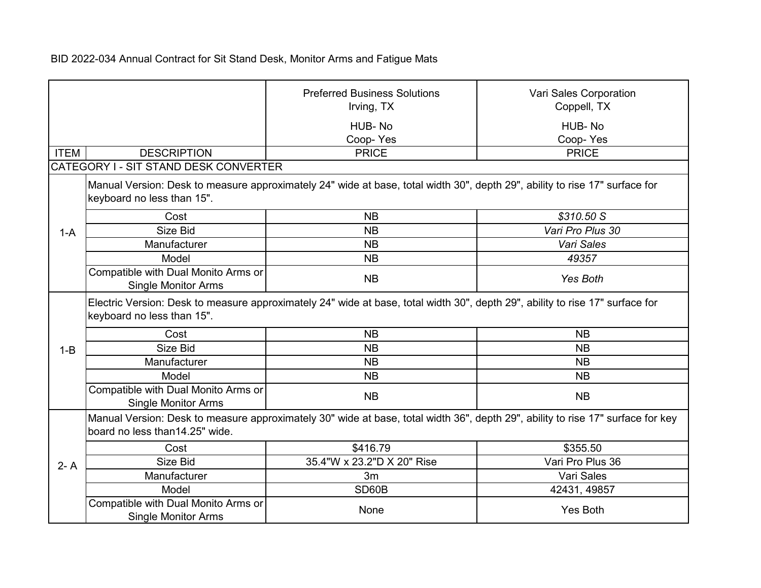BID 2022-034 Annual Contract for Sit Stand Desk, Monitor Arms and Fatigue Mats

| | | Preferred Business Solutions<br>Irving, TX<br>HUB- No<br>Coop- Yes | Vari Sales Corporation<br>Coppell, TX<br>HUB- No<br>Coop- Yes |
|---|---|---|---|
| ITEM | DESCRIPTION | PRICE | PRICE |
| CATEGORY I - SIT STAND DESK CONVERTER | | | |
| 1-A | Manual Version: Desk to measure approximately 24" wide at base, total width 30", depth 29", ability to rise 17" surface for keyboard no less than 15". | | |
| | Cost | NB | *$310.50 S* |
| | Size Bid | NB | *Vari Pro Plus 30* |
| | Manufacturer | NB | *Vari Sales* |
| | Model | NB | *49357* |
| | Compatible with Dual Monito Arms or Single Monitor Arms | NB | *Yes Both* |
| 1-B | Electric Version: Desk to measure approximately 24" wide at base, total width 30", depth 29", ability to rise 17" surface for keyboard no less than 15". | | |
| | Cost | NB | NB |
| | Size Bid | NB | NB |
| | Manufacturer | NB | NB |
| | Model | NB | NB |
| | Compatible with Dual Monito Arms or Single Monitor Arms | NB | NB |
| 2- A | Manual Version: Desk to measure approximately 30" wide at base, total width 36", depth 29", ability to rise 17" surface for key board no less than14.25" wide. | | |
| | Cost | $416.79 | $355.50 |
| | Size Bid | 35.4"W x 23.2"D X 20" Rise | Vari Pro Plus 36 |
| | Manufacturer | 3m | Vari Sales |
| | Model | SD60B | 42431, 49857 |
| | Compatible with Dual Monito Arms or Single Monitor Arms | None | Yes Both |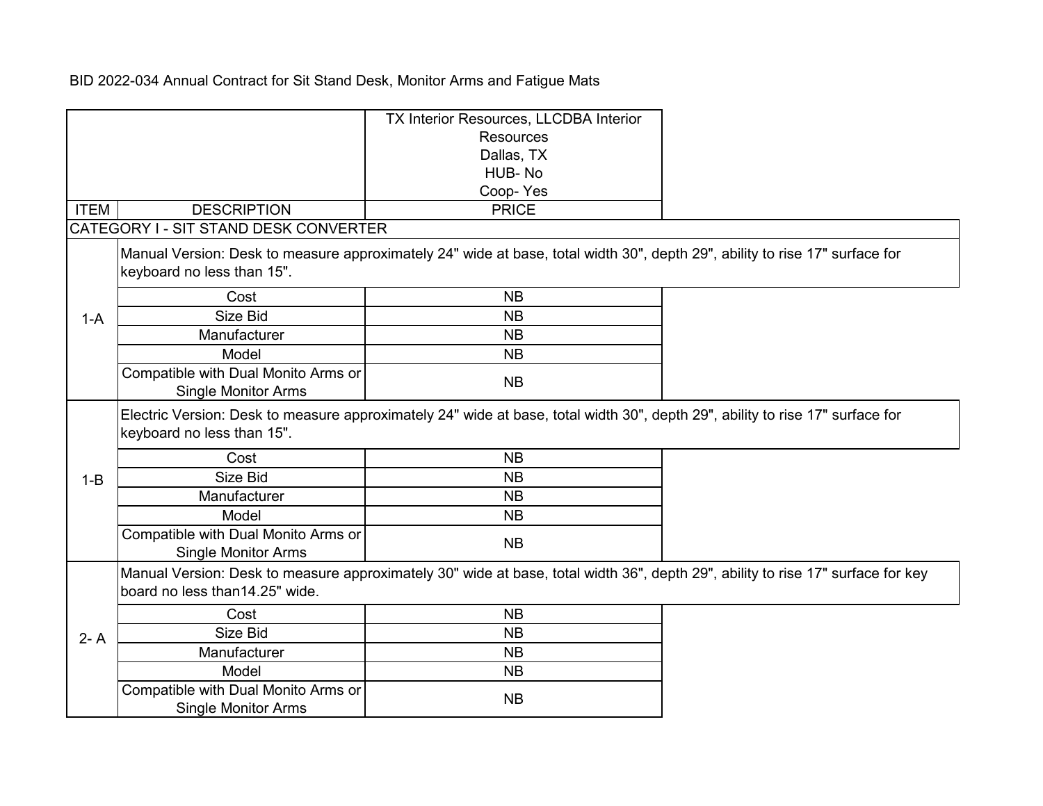BID 2022-034 Annual Contract for Sit Stand Desk, Monitor Arms and Fatigue Mats

| ITEM | DESCRIPTION | TX Interior Resources, LLCDBA Interior Resources<br>Dallas, TX<br>HUB- No<br>Coop- Yes<br>PRICE |
|---|---|---|
| CATEGORY I - SIT STAND DESK CONVERTER | | |
| 1-A | Manual Version: Desk to measure approximately 24" wide at base, total width 30", depth 29", ability to rise 17" surface for keyboard no less than 15". | |
| | Cost | NB |
| | Size Bid | NB |
| | Manufacturer | NB |
| | Model | NB |
| | Compatible with Dual Monito Arms or Single Monitor Arms | NB |
| 1-B | Electric Version: Desk to measure approximately 24" wide at base, total width 30", depth 29", ability to rise 17" surface for keyboard no less than 15". | |
| | Cost | NB |
| | Size Bid | NB |
| | Manufacturer | NB |
| | Model | NB |
| | Compatible with Dual Monito Arms or Single Monitor Arms | NB |
| 2- A | Manual Version: Desk to measure approximately 30" wide at base, total width 36", depth 29", ability to rise 17" surface for key board no less than14.25" wide. | |
| | Cost | NB |
| | Size Bid | NB |
| | Manufacturer | NB |
| | Model | NB |
| | Compatible with Dual Monito Arms or Single Monitor Arms | NB |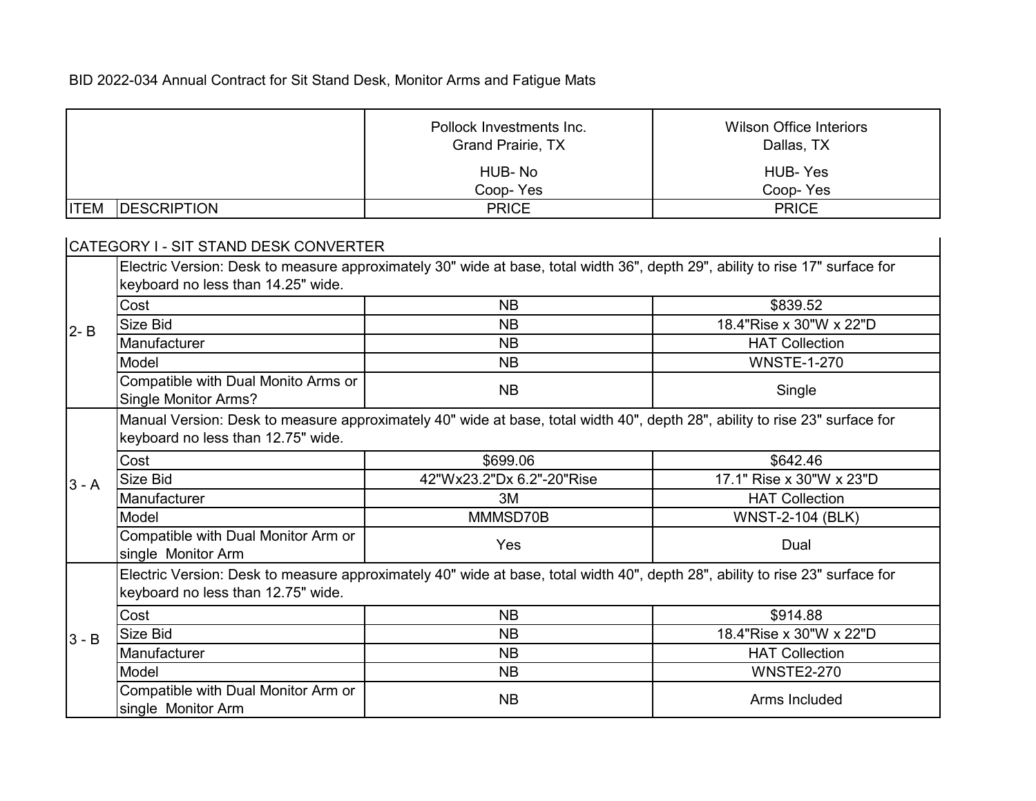BID 2022-034 Annual Contract for Sit Stand Desk, Monitor Arms and Fatigue Mats

| ITEM | DESCRIPTION | Pollock Investments Inc.<br>Grand Prairie, TX<br>HUB- No<br>Coop- Yes<br>PRICE | Wilson Office Interiors<br>Dallas, TX<br>HUB- Yes<br>Coop- Yes<br>PRICE |
|---|---|---|---|
| CATEGORY I - SIT STAND DESK CONVERTER | | | |
| 2- B | Electric Version: Desk to measure approximately 30" wide at base, total width 36", depth 29", ability to rise 17" surface for keyboard no less than 14.25" wide. | | |
| | Cost | NB | $839.52 |
| | Size Bid | NB | 18.4"Rise x 30"W x 22"D |
| | Manufacturer | NB | HAT Collection |
| | Model | NB | WNSTE-1-270 |
| | Compatible with Dual Monito Arms or Single Monitor Arms? | NB | Single |
| 3 - A | Manual Version: Desk to measure approximately 40" wide at base, total width 40", depth 28", ability to rise 23" surface for keyboard no less than 12.75" wide. | | |
| | Cost | $699.06 | $642.46 |
| | Size Bid | 42"Wx23.2"Dx 6.2"-20"Rise | 17.1" Rise x 30"W x 23"D |
| | Manufacturer | 3M | HAT Collection |
| | Model | MMMSD70B | WNST-2-104 (BLK) |
| | Compatible with Dual Monitor Arm or single Monitor Arm | Yes | Dual |
| 3 - B | Electric Version: Desk to measure approximately 40" wide at base, total width 40", depth 28", ability to rise 23" surface for keyboard no less than 12.75" wide. | | |
| | Cost | NB | $914.88 |
| | Size Bid | NB | 18.4"Rise x 30"W x 22"D |
| | Manufacturer | NB | HAT Collection |
| | Model | NB | WNSTE2-270 |
| | Compatible with Dual Monitor Arm or single Monitor Arm | NB | Arms Included |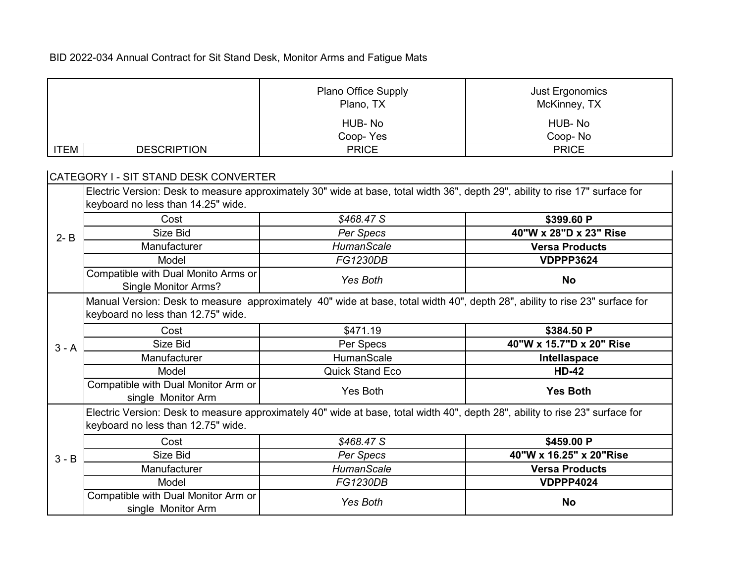BID 2022-034 Annual Contract for Sit Stand Desk, Monitor Arms and Fatigue Mats

| ITEM | DESCRIPTION | Plano Office Supply<br>Plano, TX<br>HUB- No<br>Coop- Yes<br>PRICE | Just Ergonomics<br>McKinney, TX<br>HUB- No<br>Coop- No<br>PRICE |
|---|---|---|---|
| CATEGORY I - SIT STAND DESK CONVERTER | | | |
| 2- B | Electric Version: Desk to measure approximately 30" wide at base, total width 36", depth 29", ability to rise 17" surface for keyboard no less than 14.25" wide. | | |
| | Cost | *$468.47 S* | **$399.60 P** |
| | Size Bid | *Per Specs* | **40"W x 28"D x 23" Rise** |
| | Manufacturer | *HumanScale* | **Versa Products** |
| | Model | *FG1230DB* | **VDPPP3624** |
| | Compatible with Dual Monito Arms or Single Monitor Arms? | *Yes Both* | **No** |
| 3 - A | Manual Version: Desk to measure approximately 40" wide at base, total width 40", depth 28", ability to rise 23" surface for keyboard no less than 12.75" wide. | | |
| | Cost | $471.19 | **$384.50 P** |
| | Size Bid | Per Specs | **40"W x 15.7"D x 20" Rise** |
| | Manufacturer | HumanScale | **Intellaspace** |
| | Model | Quick Stand Eco | **HD-42** |
| | Compatible with Dual Monitor Arm or single Monitor Arm | Yes Both | **Yes Both** |
| 3 - B | Electric Version: Desk to measure approximately 40" wide at base, total width 40", depth 28", ability to rise 23" surface for keyboard no less than 12.75" wide. | | |
| | Cost | *$468.47 S* | **$459.00 P** |
| | Size Bid | *Per Specs* | **40"W x 16.25" x 20"Rise** |
| | Manufacturer | *HumanScale* | **Versa Products** |
| | Model | *FG1230DB* | **VDPPP4024** |
| | Compatible with Dual Monitor Arm or single Monitor Arm | *Yes Both* | **No** |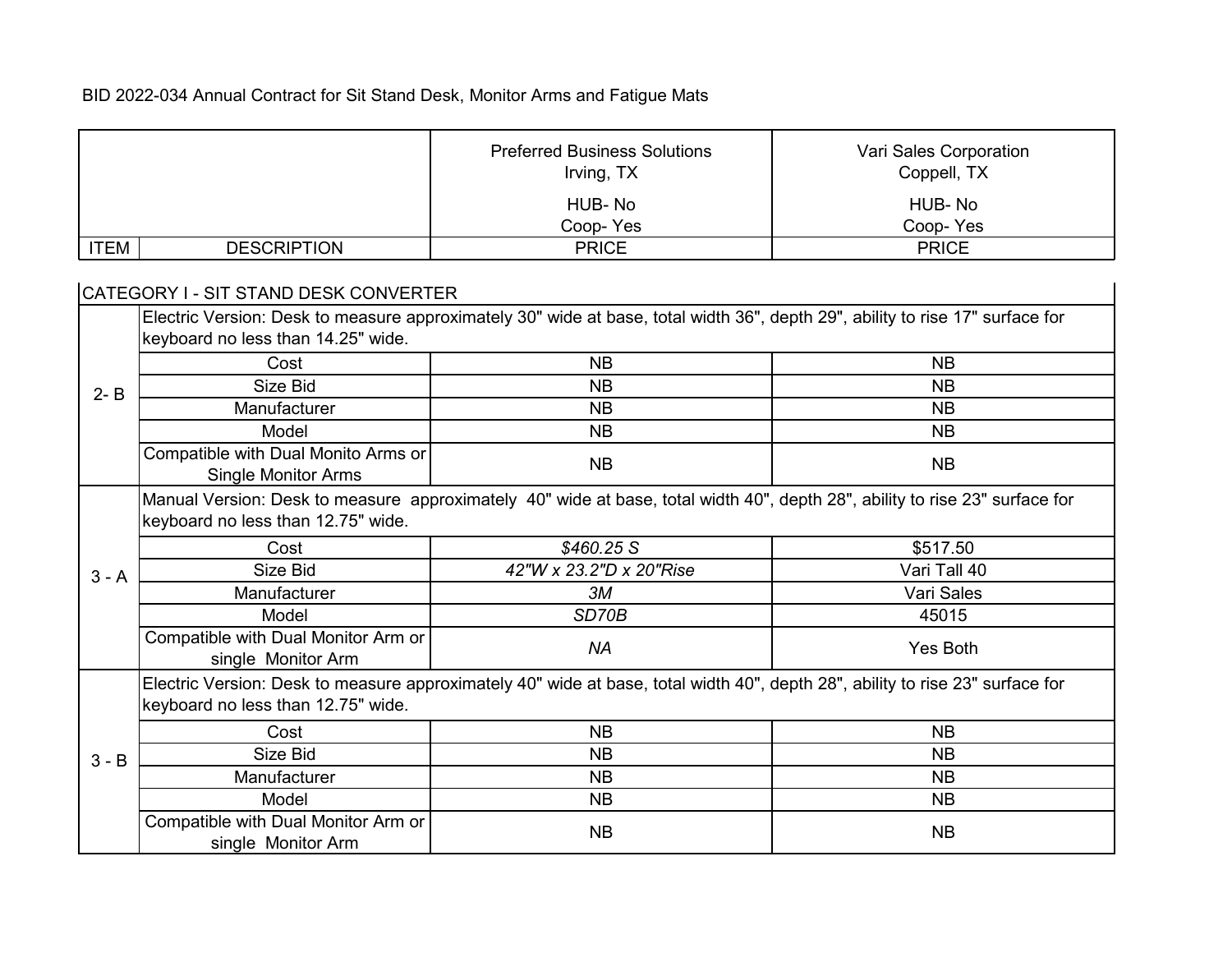BID 2022-034 Annual Contract for Sit Stand Desk, Monitor Arms and Fatigue Mats

| ITEM | DESCRIPTION | Preferred Business Solutions<br>Irving, TX<br>HUB- No<br>Coop- Yes<br>PRICE | Vari Sales Corporation<br>Coppell, TX<br>HUB- No<br>Coop- Yes<br>PRICE |
|---|---|---|---|
| CATEGORY I - SIT STAND DESK CONVERTER | | | |
| 2- B | Electric Version: Desk to measure approximately 30" wide at base, total width 36", depth 29", ability to rise 17" surface for keyboard no less than 14.25" wide. | | |
| | Cost | NB | NB |
| | Size Bid | NB | NB |
| | Manufacturer | NB | NB |
| | Model | NB | NB |
| | Compatible with Dual Monito Arms or Single Monitor Arms | NB | NB |
| 3 - A | Manual Version: Desk to measure approximately 40" wide at base, total width 40", depth 28", ability to rise 23" surface for keyboard no less than 12.75" wide. | | |
| | Cost | *$460.25 S* | $517.50 |
| | Size Bid | *42"W x 23.2"D x 20"Rise* | Vari Tall 40 |
| | Manufacturer | *3M* | Vari Sales |
| | Model | *SD70B* | 45015 |
| | Compatible with Dual Monitor Arm or single Monitor Arm | *NA* | Yes Both |
| 3 - B | Electric Version: Desk to measure approximately 40" wide at base, total width 40", depth 28", ability to rise 23" surface for keyboard no less than 12.75" wide. | | |
| | Cost | NB | NB |
| | Size Bid | NB | NB |
| | Manufacturer | NB | NB |
| | Model | NB | NB |
| | Compatible with Dual Monitor Arm or single Monitor Arm | NB | NB |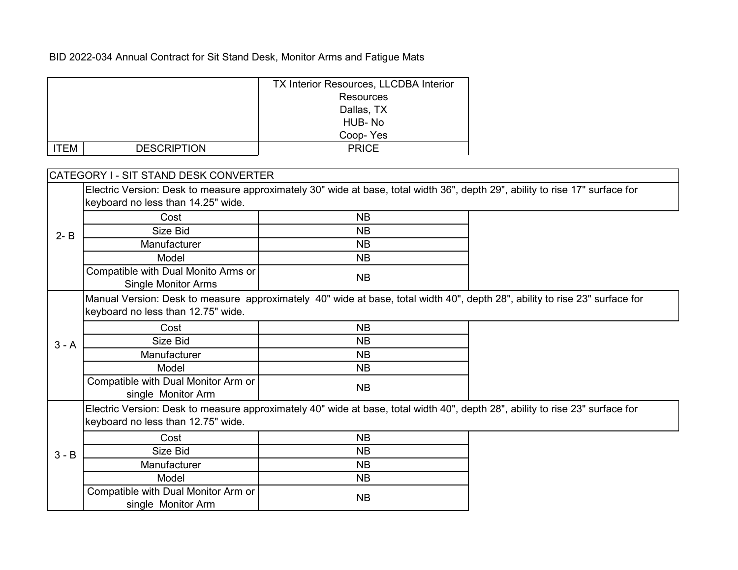BID 2022-034 Annual Contract for Sit Stand Desk, Monitor Arms and Fatigue Mats

| ITEM | DESCRIPTION | TX Interior Resources, LLCDBA Interior Resources<br>Dallas, TX<br>HUB- No<br>Coop- Yes<br>PRICE |
|---|---|---|
| CATEGORY I - SIT STAND DESK CONVERTER | | |
| 2- B | Electric Version: Desk to measure approximately 30" wide at base, total width 36", depth 29", ability to rise 17" surface for keyboard no less than 14.25" wide. | |
| | Cost | NB |
| | Size Bid | NB |
| | Manufacturer | NB |
| | Model | NB |
| | Compatible with Dual Monito Arms or Single Monitor Arms | NB |
| 3 - A | Manual Version: Desk to measure approximately 40" wide at base, total width 40", depth 28", ability to rise 23" surface for keyboard no less than 12.75" wide. | |
| | Cost | NB |
| | Size Bid | NB |
| | Manufacturer | NB |
| | Model | NB |
| | Compatible with Dual Monitor Arm or single Monitor Arm | NB |
| 3 - B | Electric Version: Desk to measure approximately 40" wide at base, total width 40", depth 28", ability to rise 23" surface for keyboard no less than 12.75" wide. | |
| | Cost | NB |
| | Size Bid | NB |
| | Manufacturer | NB |
| | Model | NB |
| | Compatible with Dual Monitor Arm or single Monitor Arm | NB |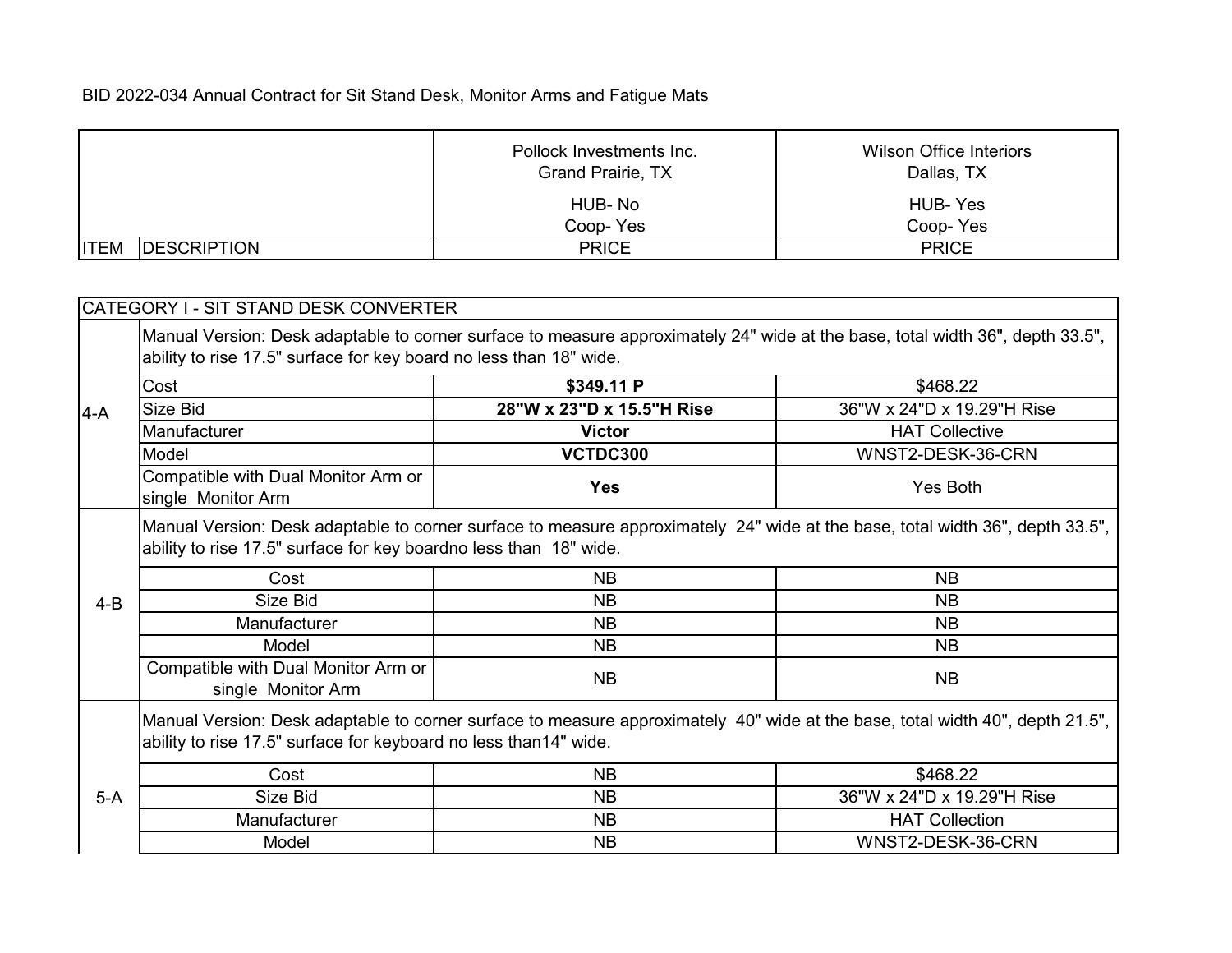BID 2022-034 Annual Contract for Sit Stand Desk, Monitor Arms and Fatigue Mats

| ITEM | DESCRIPTION | Pollock Investments Inc.<br>Grand Prairie, TX<br>HUB- No<br>Coop- Yes<br>PRICE | Wilson Office Interiors<br>Dallas, TX<br>HUB- Yes<br>Coop- Yes<br>PRICE |
|---|---|---|---|
| CATEGORY I - SIT STAND DESK CONVERTER | | | |
| 4-A | Manual Version: Desk adaptable to corner surface to measure approximately 24" wide at the base, total width 36", depth 33.5", ability to rise 17.5" surface for key board no less than 18" wide. | | |
| | Cost | **$349.11 P** | $468.22 |
| | Size Bid | **28"W x 23"D x 15.5"H Rise** | 36"W x 24"D x 19.29"H Rise |
| | Manufacturer | **Victor** | HAT Collective |
| | Model | **VCTDC300** | WNST2-DESK-36-CRN |
| | Compatible with Dual Monitor Arm or single Monitor Arm | **Yes** | Yes Both |
| 4-B | Manual Version: Desk adaptable to corner surface to measure approximately 24" wide at the base, total width 36", depth 33.5", ability to rise 17.5" surface for key boardno less than 18" wide. | | |
| | Cost | NB | NB |
| | Size Bid | NB | NB |
| | Manufacturer | NB | NB |
| | Model | NB | NB |
| | Compatible with Dual Monitor Arm or single Monitor Arm | NB | NB |
| 5-A | Manual Version: Desk adaptable to corner surface to measure approximately 40" wide at the base, total width 40", depth 21.5", ability to rise 17.5" surface for keyboard no less than14" wide. | | |
| | Cost | NB | $468.22 |
| | Size Bid | NB | 36"W x 24"D x 19.29"H Rise |
| | Manufacturer | NB | HAT Collection |
| | Model | NB | WNST2-DESK-36-CRN |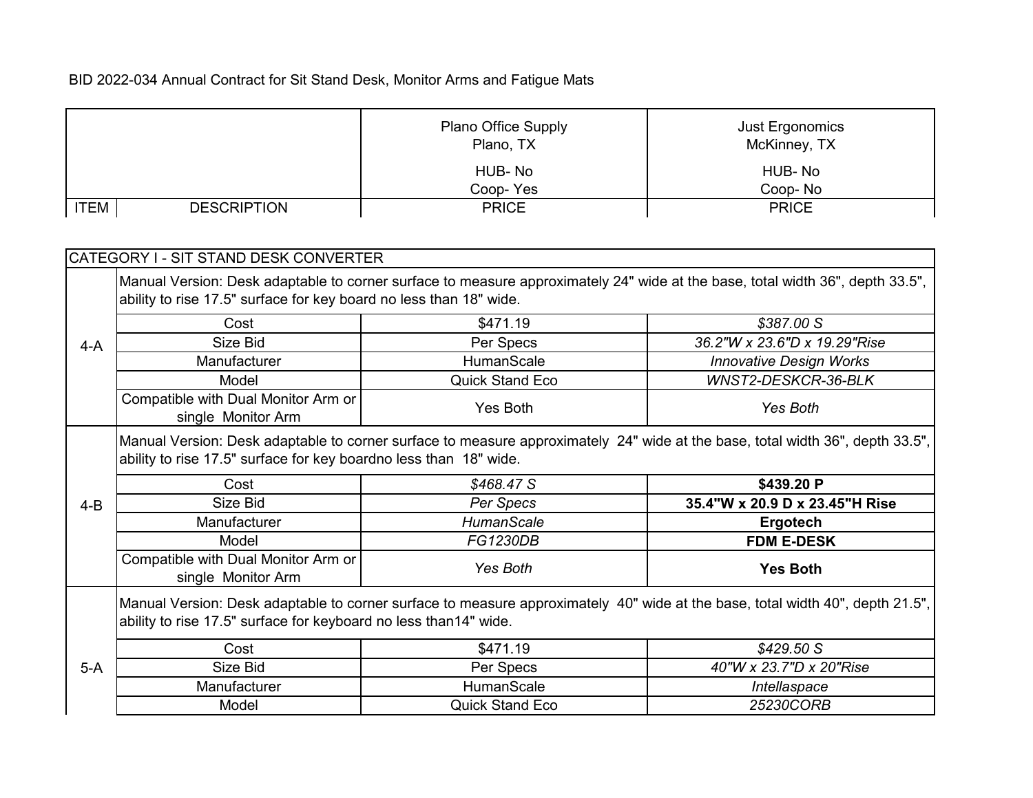BID 2022-034 Annual Contract for Sit Stand Desk, Monitor Arms and Fatigue Mats

| ITEM | DESCRIPTION | Plano Office Supply<br>Plano, TX<br>HUB- No<br>Coop- Yes<br>PRICE | Just Ergonomics<br>McKinney, TX<br>HUB- No<br>Coop- No<br>PRICE |
|---|---|---|---|
| CATEGORY I - SIT STAND DESK CONVERTER | | | |
| 4-A | Manual Version: Desk adaptable to corner surface to measure approximately 24" wide at the base, total width 36", depth 33.5", ability to rise 17.5" surface for key board no less than 18" wide. | | |
| | Cost | $471.19 | *$387.00 S* |
| | Size Bid | Per Specs | *36.2"W x 23.6"D x 19.29"Rise* |
| | Manufacturer | HumanScale | *Innovative Design Works* |
| | Model | Quick Stand Eco | *WNST2-DESKCR-36-BLK* |
| | Compatible with Dual Monitor Arm or single Monitor Arm | Yes Both | *Yes Both* |
| 4-B | Manual Version: Desk adaptable to corner surface to measure approximately 24" wide at the base, total width 36", depth 33.5", ability to rise 17.5" surface for key boardno less than 18" wide. | | |
| | Cost | *$468.47 S* | **$439.20 P** |
| | Size Bid | *Per Specs* | **35.4"W x 20.9 D x 23.45"H Rise** |
| | Manufacturer | *HumanScale* | **Ergotech** |
| | Model | *FG1230DB* | **FDM E-DESK** |
| | Compatible with Dual Monitor Arm or single Monitor Arm | *Yes Both* | **Yes Both** |
| 5-A | Manual Version: Desk adaptable to corner surface to measure approximately 40" wide at the base, total width 40", depth 21.5", ability to rise 17.5" surface for keyboard no less than14" wide. | | |
| | Cost | $471.19 | *$429.50 S* |
| | Size Bid | Per Specs | *40"W x 23.7"D x 20"Rise* |
| | Manufacturer | HumanScale | *Intellaspace* |
| | Model | Quick Stand Eco | *25230CORB* |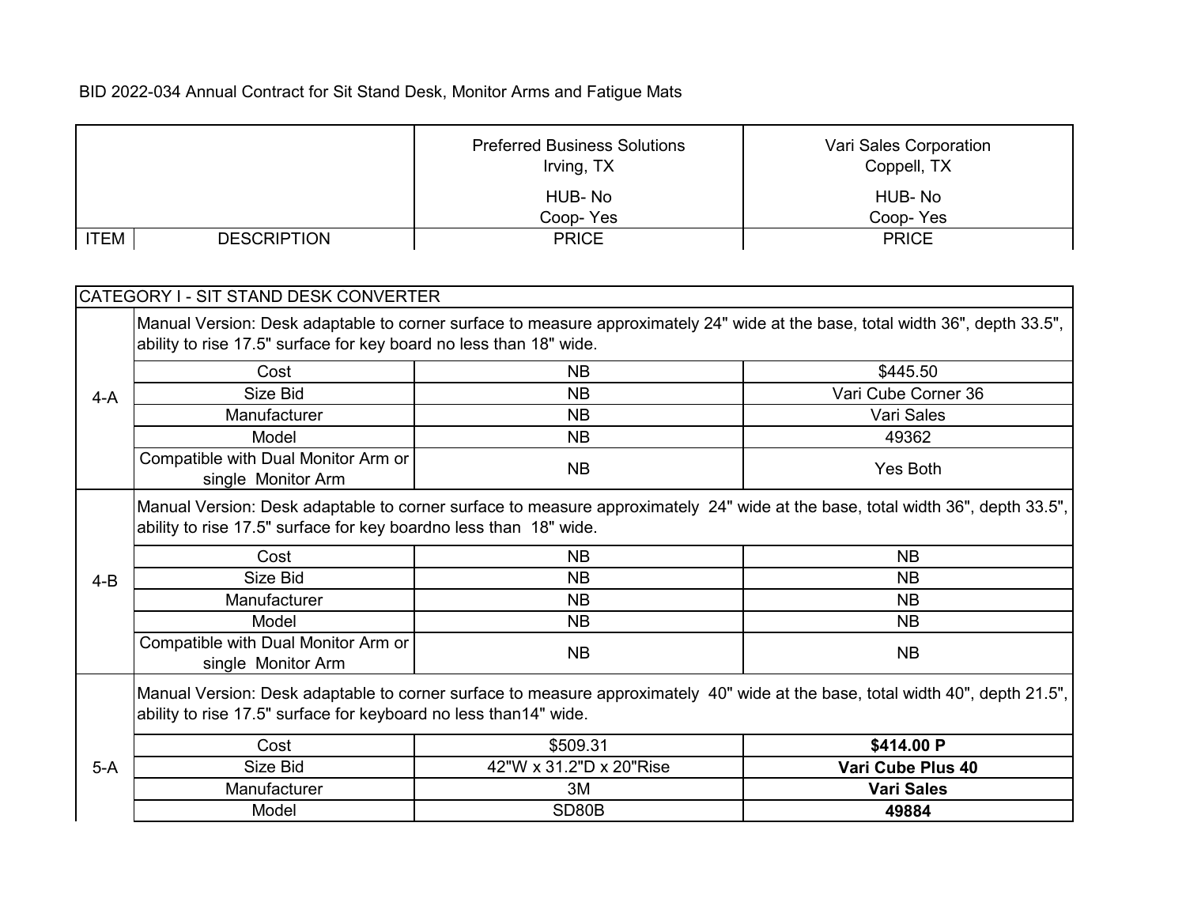BID 2022-034 Annual Contract for Sit Stand Desk, Monitor Arms and Fatigue Mats

| ITEM | DESCRIPTION | Preferred Business Solutions<br>Irving, TX<br>HUB- No<br>Coop- Yes<br>PRICE | Vari Sales Corporation<br>Coppell, TX<br>HUB- No<br>Coop- Yes<br>PRICE |
|---|---|---|---|
| CATEGORY I - SIT STAND DESK CONVERTER | | | |
| 4-A | Manual Version: Desk adaptable to corner surface to measure approximately 24" wide at the base, total width 36", depth 33.5", ability to rise 17.5" surface for key board no less than 18" wide. | | |
| | Cost | NB | $445.50 |
| | Size Bid | NB | Vari Cube Corner 36 |
| | Manufacturer | NB | Vari Sales |
| | Model | NB | 49362 |
| | Compatible with Dual Monitor Arm or single Monitor Arm | NB | Yes Both |
| 4-B | Manual Version: Desk adaptable to corner surface to measure approximately 24" wide at the base, total width 36", depth 33.5", ability to rise 17.5" surface for key boardno less than 18" wide. | | |
| | Cost | NB | NB |
| | Size Bid | NB | NB |
| | Manufacturer | NB | NB |
| | Model | NB | NB |
| | Compatible with Dual Monitor Arm or single Monitor Arm | NB | NB |
| 5-A | Manual Version: Desk adaptable to corner surface to measure approximately 40" wide at the base, total width 40", depth 21.5", ability to rise 17.5" surface for keyboard no less than14" wide. | | |
| | Cost | $509.31 | **$414.00 P** |
| | Size Bid | 42"W x 31.2"D x 20"Rise | **Vari Cube Plus 40** |
| | Manufacturer | 3M | **Vari Sales** |
| | Model | SD80B | **49884** |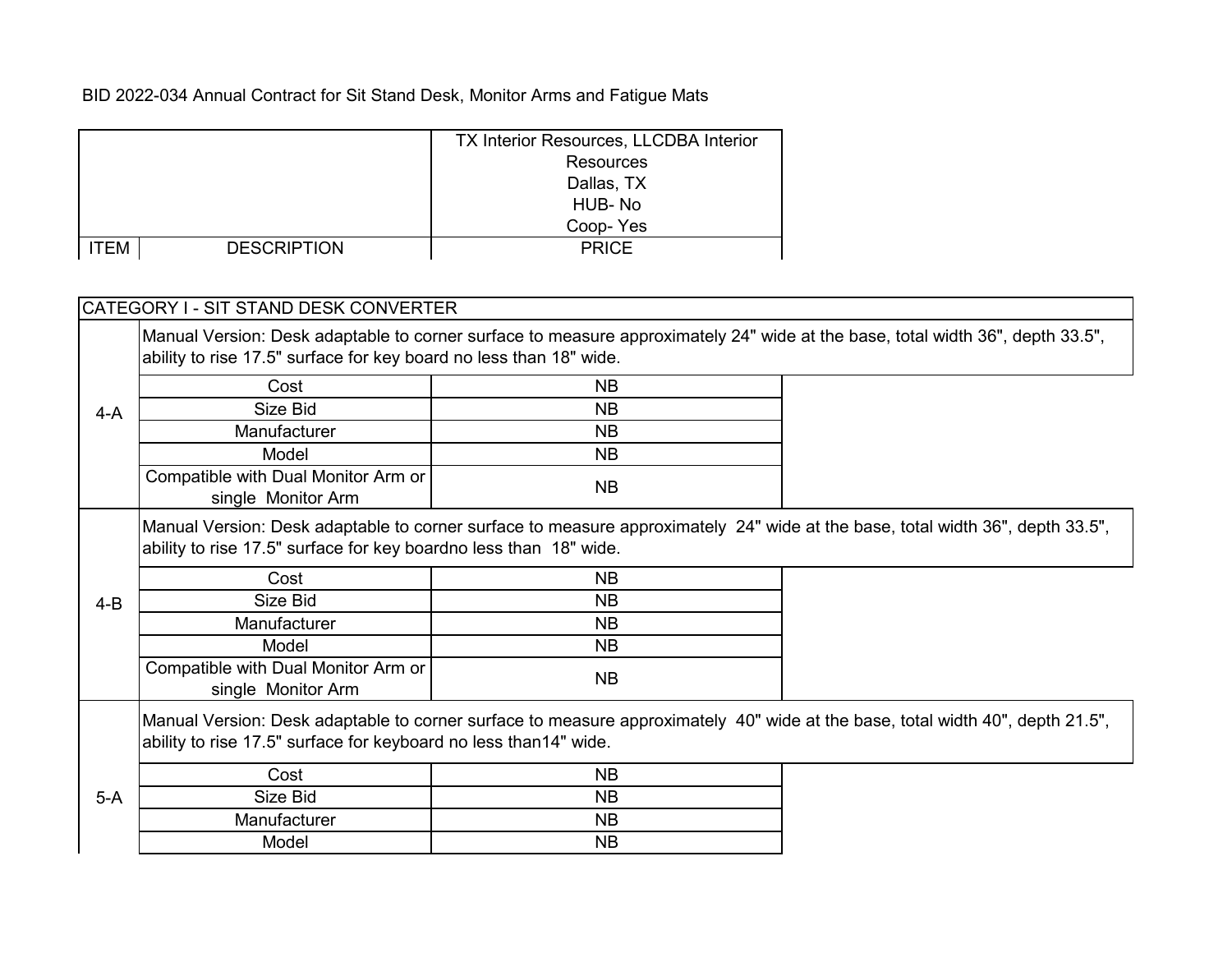BID 2022-034 Annual Contract for Sit Stand Desk, Monitor Arms and Fatigue Mats

| ITEM | DESCRIPTION | TX Interior Resources, LLCDBA Interior Resources<br>Dallas, TX<br>HUB- No<br>Coop- Yes<br>PRICE |
|---|---|---|
| **CATEGORY I - SIT STAND DESK CONVERTER** | | |
| 4-A | Manual Version: Desk adaptable to corner surface to measure approximately 24" wide at the base, total width 36", depth 33.5", ability to rise 17.5" surface for key board no less than 18" wide. | |
| | Cost | NB |
| | Size Bid | NB |
| | Manufacturer | NB |
| | Model | NB |
| | Compatible with Dual Monitor Arm or single Monitor Arm | NB |
| 4-B | Manual Version: Desk adaptable to corner surface to measure approximately 24" wide at the base, total width 36", depth 33.5", ability to rise 17.5" surface for key boardno less than 18" wide. | |
| | Cost | NB |
| | Size Bid | NB |
| | Manufacturer | NB |
| | Model | NB |
| | Compatible with Dual Monitor Arm or single Monitor Arm | NB |
| 5-A | Manual Version: Desk adaptable to corner surface to measure approximately 40" wide at the base, total width 40", depth 21.5", ability to rise 17.5" surface for keyboard no less than14" wide. | |
| | Cost | NB |
| | Size Bid | NB |
| | Manufacturer | NB |
| | Model | NB |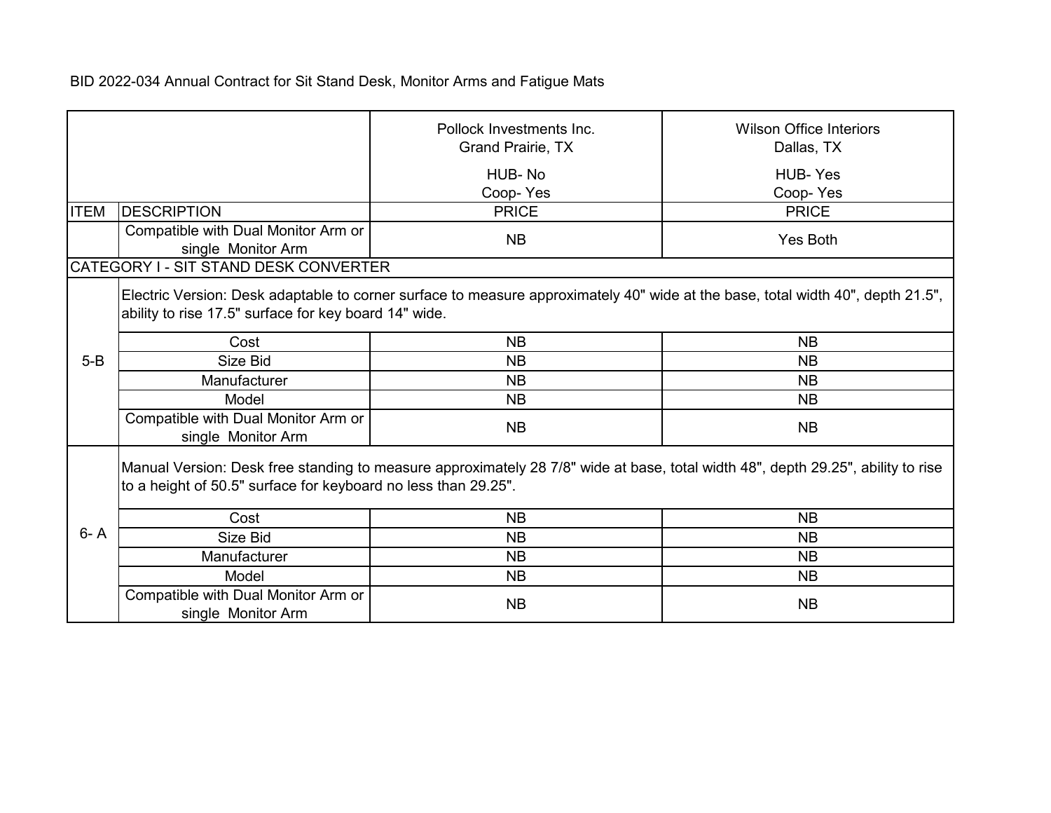BID 2022-034 Annual Contract for Sit Stand Desk, Monitor Arms and Fatigue Mats

| | | Pollock Investments Inc.<br>Grand Prairie, TX<br><br>HUB- No<br>Coop- Yes | Wilson Office Interiors<br>Dallas, TX<br><br>HUB- Yes<br>Coop- Yes |
|---|---|---|---|
| ITEM | DESCRIPTION | PRICE | PRICE |
| | Compatible with Dual Monitor Arm or single Monitor Arm | NB | Yes Both |
| CATEGORY I - SIT STAND DESK CONVERTER | | | |
| 5-B | Electric Version: Desk adaptable to corner surface to measure approximately 40" wide at the base, total width 40", depth 21.5", ability to rise 17.5" surface for key board 14" wide. | | |
| | Cost | NB | NB |
| | Size Bid | NB | NB |
| | Manufacturer | NB | NB |
| | Model | NB | NB |
| | Compatible with Dual Monitor Arm or single Monitor Arm | NB | NB |
| 6- A | Manual Version: Desk free standing to measure approximately 28 7/8" wide at base, total width 48", depth 29.25", ability to rise to a height of 50.5" surface for keyboard no less than 29.25". | | |
| | Cost | NB | NB |
| | Size Bid | NB | NB |
| | Manufacturer | NB | NB |
| | Model | NB | NB |
| | Compatible with Dual Monitor Arm or single Monitor Arm | NB | NB |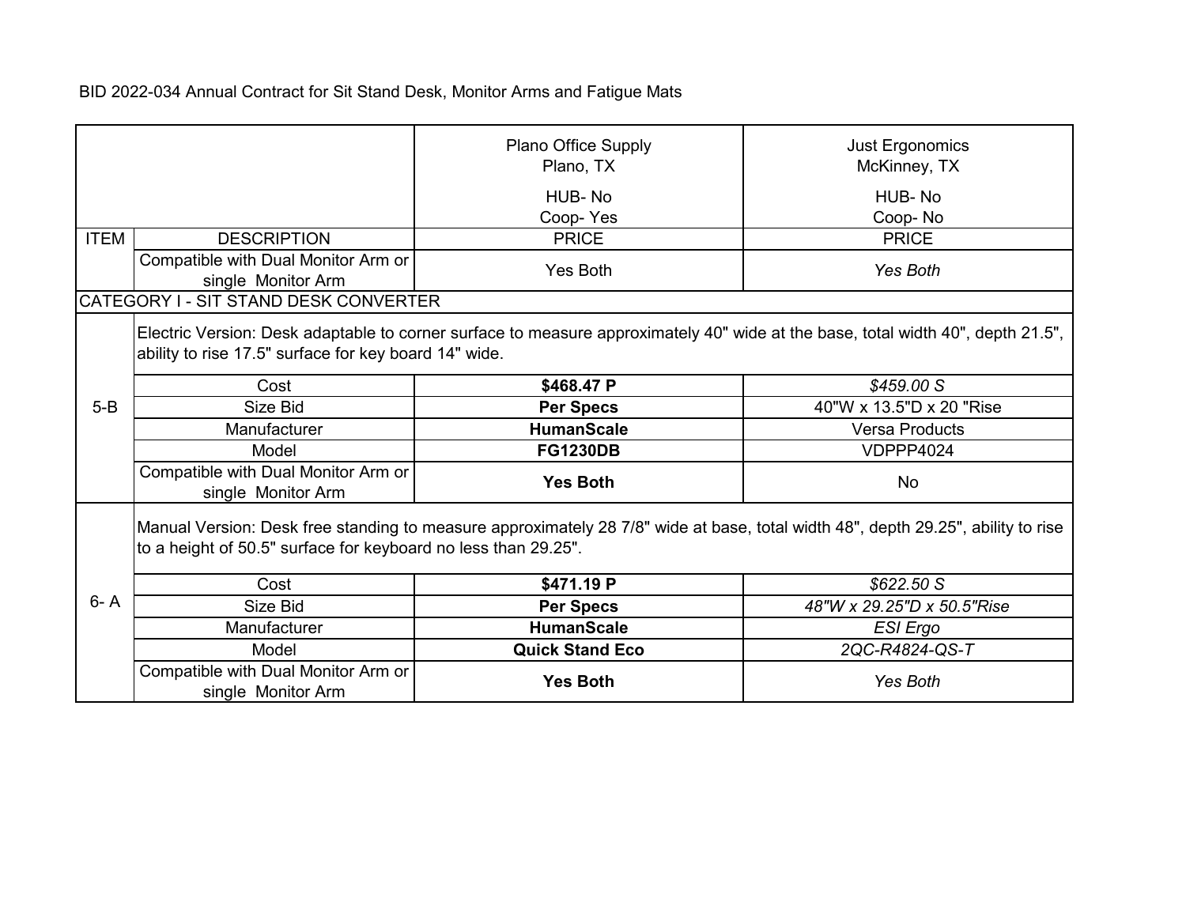BID 2022-034 Annual Contract for Sit Stand Desk, Monitor Arms and Fatigue Mats

| | | Plano Office Supply<br>Plano, TX<br><br>HUB- No<br>Coop- Yes | Just Ergonomics<br>McKinney, TX<br><br>HUB- No<br>Coop- No |
|---|---|---|---|
| ITEM | DESCRIPTION | PRICE | PRICE |
| | Compatible with Dual Monitor Arm or single Monitor Arm | Yes Both | *Yes Both* |
| CATEGORY I - SIT STAND DESK CONVERTER | | | |
| 5-B | Electric Version: Desk adaptable to corner surface to measure approximately 40" wide at the base, total width 40", depth 21.5", ability to rise 17.5" surface for key board 14" wide. | | |
| | Cost | **$468.47 P** | *$459.00 S* |
| | Size Bid | **Per Specs** | 40"W x 13.5"D x 20 "Rise |
| | Manufacturer | **HumanScale** | Versa Products |
| | Model | **FG1230DB** | VDPPP4024 |
| | Compatible with Dual Monitor Arm or single Monitor Arm | **Yes Both** | No |
| 6- A | Manual Version: Desk free standing to measure approximately 28 7/8" wide at base, total width 48", depth 29.25", ability to rise to a height of 50.5" surface for keyboard no less than 29.25". | | |
| | Cost | **$471.19 P** | *$622.50 S* |
| | Size Bid | **Per Specs** | *48"W x 29.25"D x 50.5"Rise* |
| | Manufacturer | **HumanScale** | *ESI Ergo* |
| | Model | **Quick Stand Eco** | *2QC-R4824-QS-T* |
| | Compatible with Dual Monitor Arm or single Monitor Arm | **Yes Both** | *Yes Both* |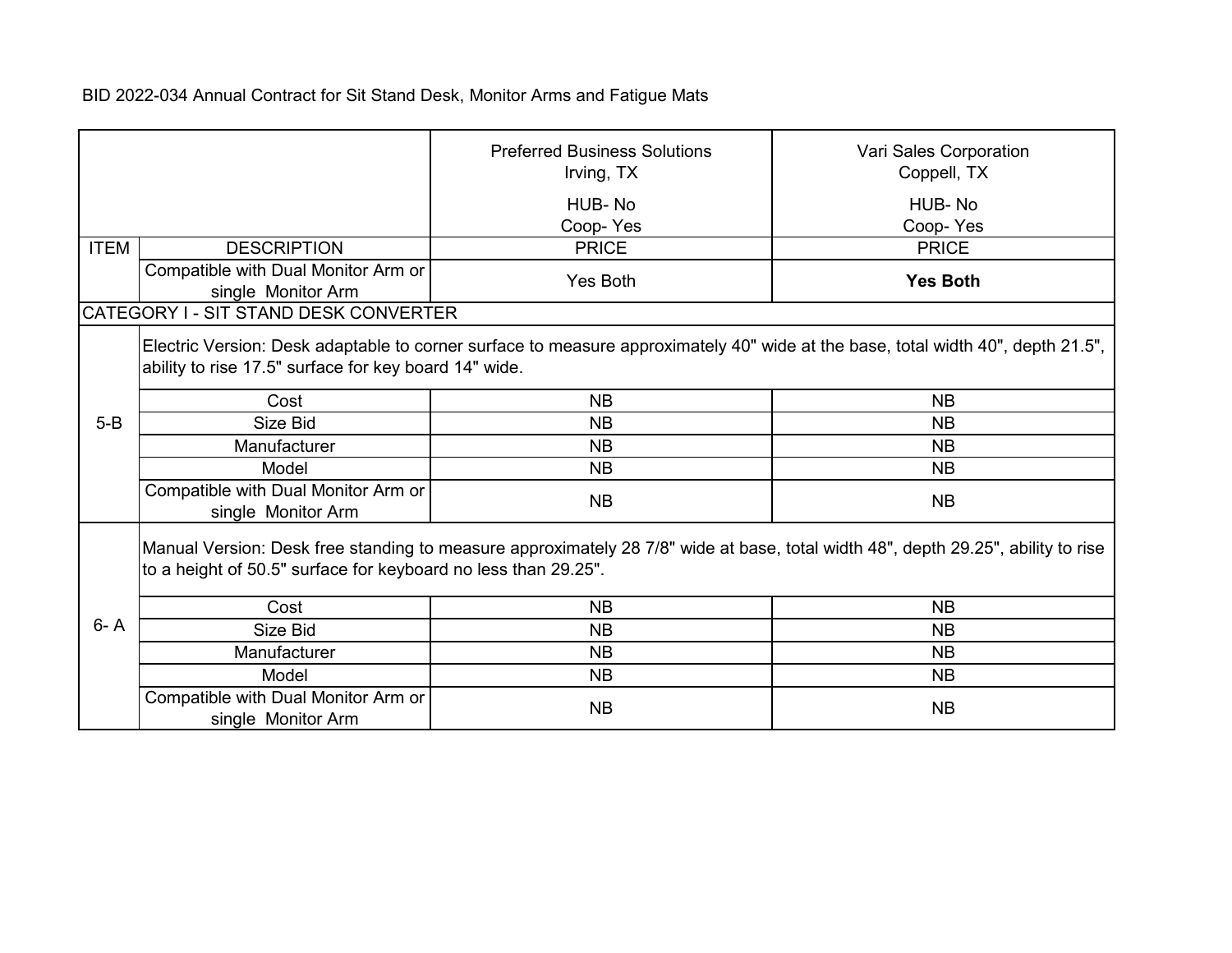BID 2022-034 Annual Contract for Sit Stand Desk, Monitor Arms and Fatigue Mats

| | | Preferred Business Solutions<br>Irving, TX<br>HUB- No<br>Coop- Yes | Vari Sales Corporation<br>Coppell, TX<br>HUB- No<br>Coop- Yes |
|---|---|---|---|
| ITEM | DESCRIPTION | PRICE | PRICE |
| | Compatible with Dual Monitor Arm or single Monitor Arm | Yes Both | **Yes Both** |
| CATEGORY I - SIT STAND DESK CONVERTER | | | |
| 5-B | Electric Version: Desk adaptable to corner surface to measure approximately 40" wide at the base, total width 40", depth 21.5", ability to rise 17.5" surface for key board 14" wide. | | |
| | Cost | NB | NB |
| | Size Bid | NB | NB |
| | Manufacturer | NB | NB |
| | Model | NB | NB |
| | Compatible with Dual Monitor Arm or single Monitor Arm | NB | NB |
| 6- A | Manual Version: Desk free standing to measure approximately 28 7/8" wide at base, total width 48", depth 29.25", ability to rise to a height of 50.5" surface for keyboard no less than 29.25". | | |
| | Cost | NB | NB |
| | Size Bid | NB | NB |
| | Manufacturer | NB | NB |
| | Model | NB | NB |
| | Compatible with Dual Monitor Arm or single Monitor Arm | NB | NB |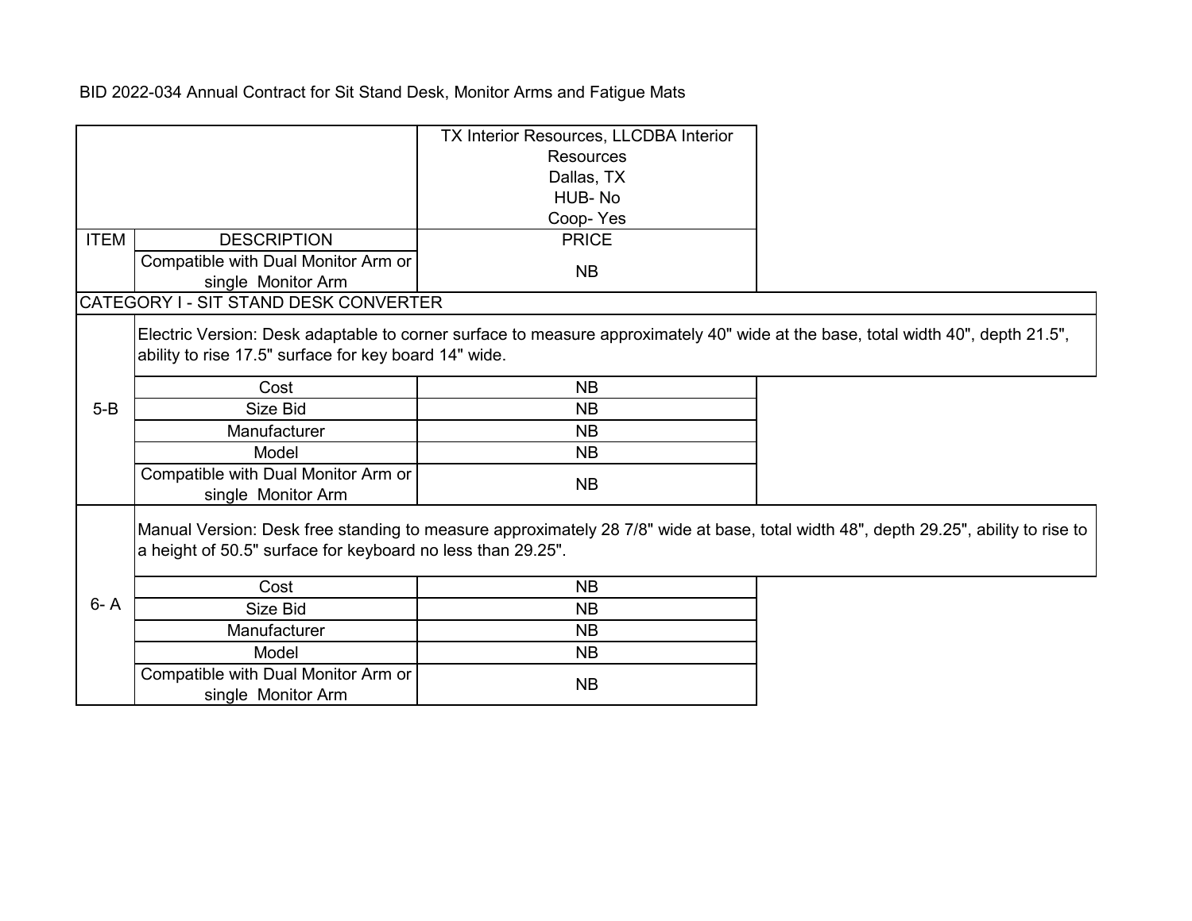BID 2022-034 Annual Contract for Sit Stand Desk, Monitor Arms and Fatigue Mats

| ITEM | DESCRIPTION | TX Interior Resources, LLCDBA Interior Resources<br>Dallas, TX<br>HUB- No<br>Coop- Yes<br>PRICE |
|---|---|---|
| | Compatible with Dual Monitor Arm or single Monitor Arm | NB |
| CATEGORY I - SIT STAND DESK CONVERTER | | |
| 5-B | Electric Version: Desk adaptable to corner surface to measure approximately 40" wide at the base, total width 40", depth 21.5", ability to rise 17.5" surface for key board 14" wide. | |
| | Cost | NB |
| | Size Bid | NB |
| | Manufacturer | NB |
| | Model | NB |
| | Compatible with Dual Monitor Arm or single Monitor Arm | NB |
| 6- A | Manual Version: Desk free standing to measure approximately 28 7/8" wide at base, total width 48", depth 29.25", ability to rise to a height of 50.5" surface for keyboard no less than 29.25". | |
| | Cost | NB |
| | Size Bid | NB |
| | Manufacturer | NB |
| | Model | NB |
| | Compatible with Dual Monitor Arm or single Monitor Arm | NB |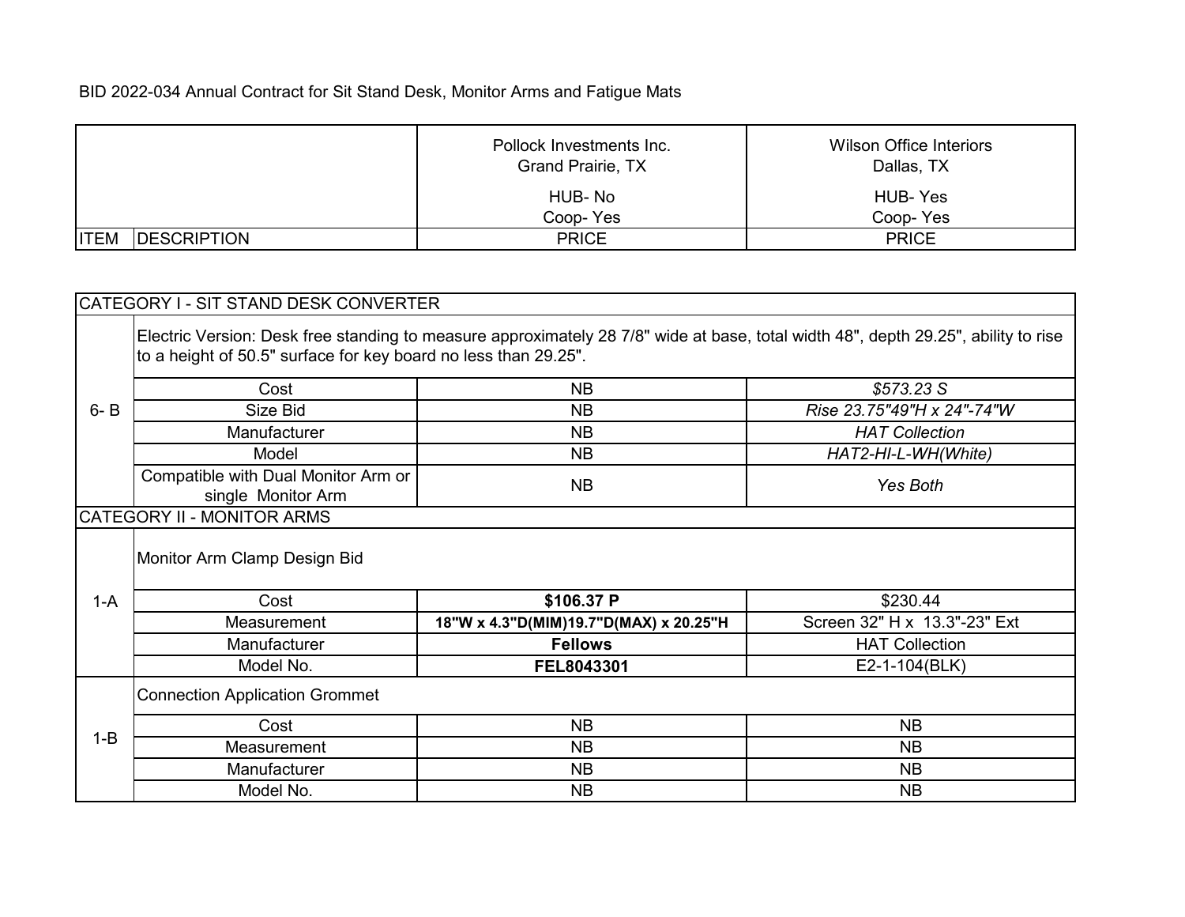BID 2022-034 Annual Contract for Sit Stand Desk, Monitor Arms and Fatigue Mats

| ITEM | DESCRIPTION | Pollock Investments Inc.<br>Grand Prairie, TX<br>HUB- No<br>Coop- Yes<br>PRICE | Wilson Office Interiors<br>Dallas, TX<br>HUB- Yes<br>Coop- Yes<br>PRICE |
|---|---|---|---|
| **CATEGORY I - SIT STAND DESK CONVERTER** | | | |
| 6- B | Electric Version: Desk free standing to measure approximately 28 7/8" wide at base, total width 48", depth 29.25", ability to rise to a height of 50.5" surface for key board no less than 29.25". | | |
| | Cost | NB | *$573.23 S* |
| | Size Bid | NB | *Rise 23.75"49"H x 24"-74"W* |
| | Manufacturer | NB | *HAT Collection* |
| | Model | NB | *HAT2-HI-L-WH(White)* |
| | Compatible with Dual Monitor Arm or single Monitor Arm | NB | *Yes Both* |
| **CATEGORY II - MONITOR ARMS** | | | |
| 1-A | Monitor Arm Clamp Design Bid | | |
| | Cost | **$106.37 P** | $230.44 |
| | Measurement | **18"W x 4.3"D(MIM)19.7"D(MAX) x 20.25"H** | Screen 32" H x 13.3"-23" Ext |
| | Manufacturer | **Fellows** | HAT Collection |
| | Model No. | **FEL8043301** | E2-1-104(BLK) |
| 1-B | Connection Application Grommet | | |
| | Cost | NB | NB |
| | Measurement | NB | NB |
| | Manufacturer | NB | NB |
| | Model No. | NB | NB |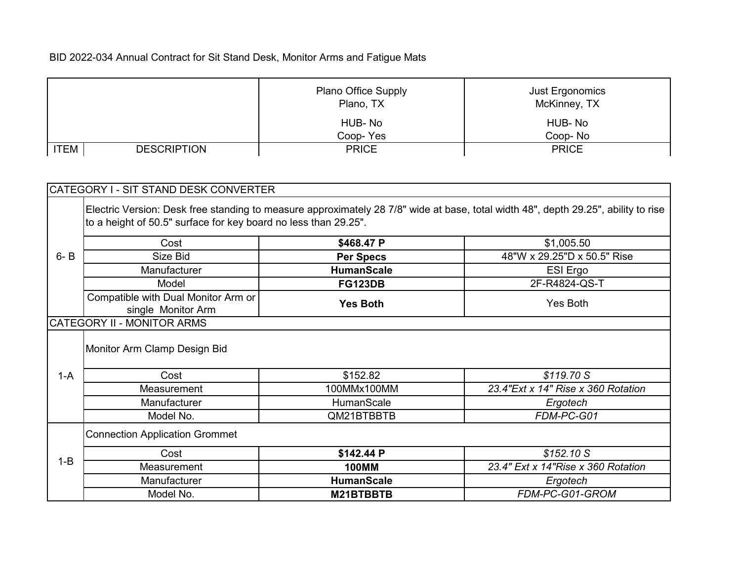BID 2022-034 Annual Contract for Sit Stand Desk, Monitor Arms and Fatigue Mats

| ITEM | DESCRIPTION | Plano Office Supply<br>Plano, TX<br>HUB- No<br>Coop- Yes<br>PRICE | Just Ergonomics<br>McKinney, TX<br>HUB- No<br>Coop- No<br>PRICE |
|---|---|---|---|
| CATEGORY I - SIT STAND DESK CONVERTER | | | |
| 6- B | Electric Version: Desk free standing to measure approximately 28 7/8" wide at base, total width 48", depth 29.25", ability to rise to a height of 50.5" surface for key board no less than 29.25". | | |
| | Cost | **$468.47 P** | $1,005.50 |
| | Size Bid | **Per Specs** | 48"W x 29.25"D x 50.5" Rise |
| | Manufacturer | **HumanScale** | ESI Ergo |
| | Model | **FG123DB** | 2F-R4824-QS-T |
| | Compatible with Dual Monitor Arm or single Monitor Arm | **Yes Both** | Yes Both |
| CATEGORY II - MONITOR ARMS | | | |
| 1-A | Monitor Arm Clamp Design Bid | | |
| | Cost | $152.82 | *$119.70 S* |
| | Measurement | 100MMx100MM | *23.4"Ext x 14" Rise x 360 Rotation* |
| | Manufacturer | HumanScale | *Ergotech* |
| | Model No. | QM21BTBBTB | *FDM-PC-G01* |
| 1-B | Connection Application Grommet | | |
| | Cost | **$142.44 P** | *$152.10 S* |
| | Measurement | **100MM** | *23.4" Ext x 14"Rise x 360 Rotation* |
| | Manufacturer | **HumanScale** | *Ergotech* |
| | Model No. | **M21BTBBTB** | *FDM-PC-G01-GROM* |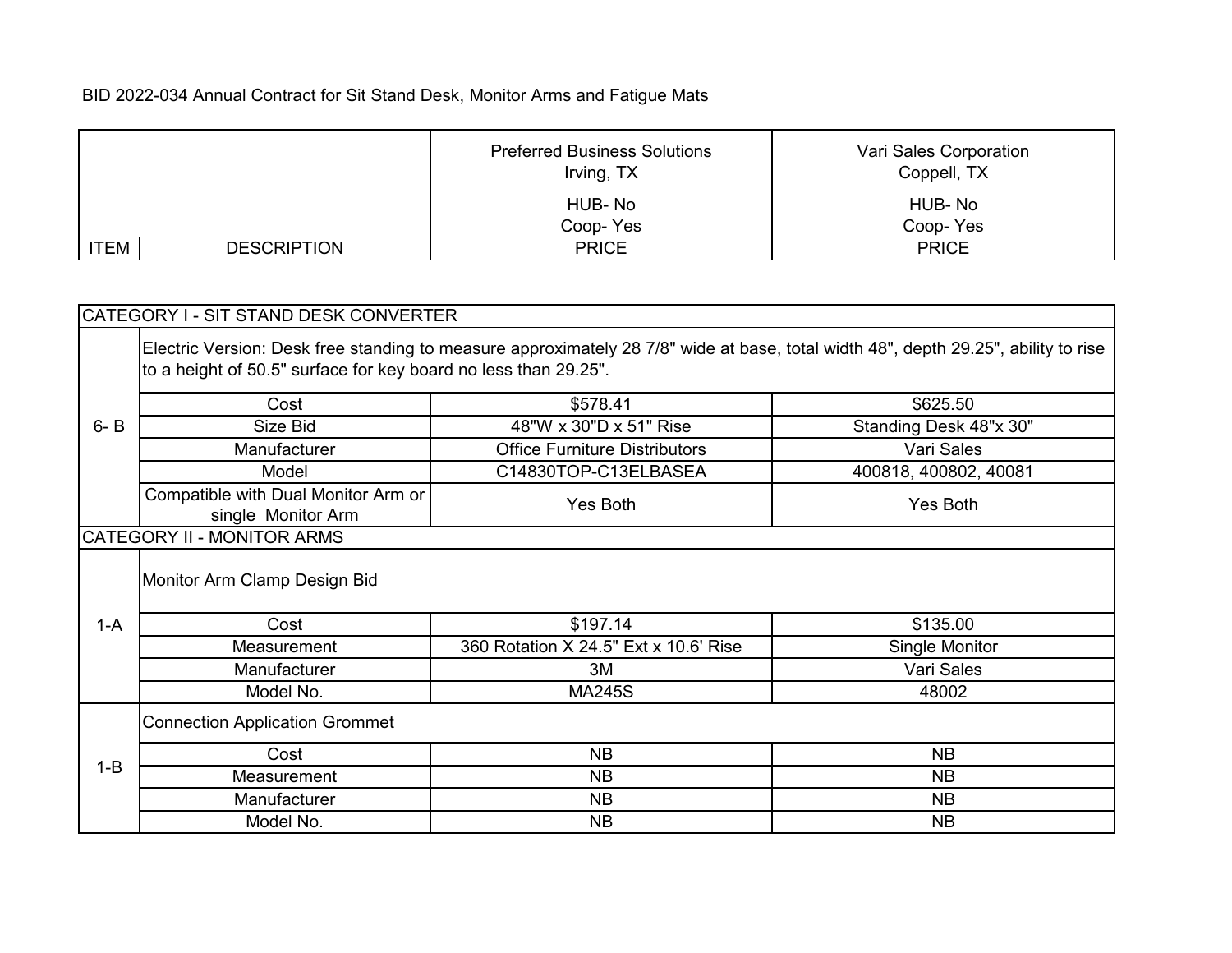BID 2022-034 Annual Contract for Sit Stand Desk, Monitor Arms and Fatigue Mats

| ITEM | DESCRIPTION | Preferred Business Solutions<br>Irving, TX<br>HUB- No<br>Coop- Yes<br>PRICE | Vari Sales Corporation<br>Coppell, TX<br>HUB- No<br>Coop- Yes<br>PRICE |
|---|---|---|---|
| CATEGORY I - SIT STAND DESK CONVERTER | | | |
| 6- B | Electric Version: Desk free standing to measure approximately 28 7/8" wide at base, total width 48", depth 29.25", ability to rise to a height of 50.5" surface for key board no less than 29.25". | | |
| | Cost | $578.41 | $625.50 |
| | Size Bid | 48"W x 30"D x 51" Rise | Standing Desk 48"x 30" |
| | Manufacturer | Office Furniture Distributors | Vari Sales |
| | Model | C14830TOP-C13ELBASEA | 400818, 400802, 40081 |
| | Compatible with Dual Monitor Arm or single Monitor Arm | Yes Both | Yes Both |
| CATEGORY II - MONITOR ARMS | | | |
| 1-A | Monitor Arm Clamp Design Bid | | |
| | Cost | $197.14 | $135.00 |
| | Measurement | 360 Rotation X 24.5" Ext x 10.6' Rise | Single Monitor |
| | Manufacturer | 3M | Vari Sales |
| | Model No. | MA245S | 48002 |
| 1-B | Connection Application Grommet | | |
| | Cost | NB | NB |
| | Measurement | NB | NB |
| | Manufacturer | NB | NB |
| | Model No. | NB | NB |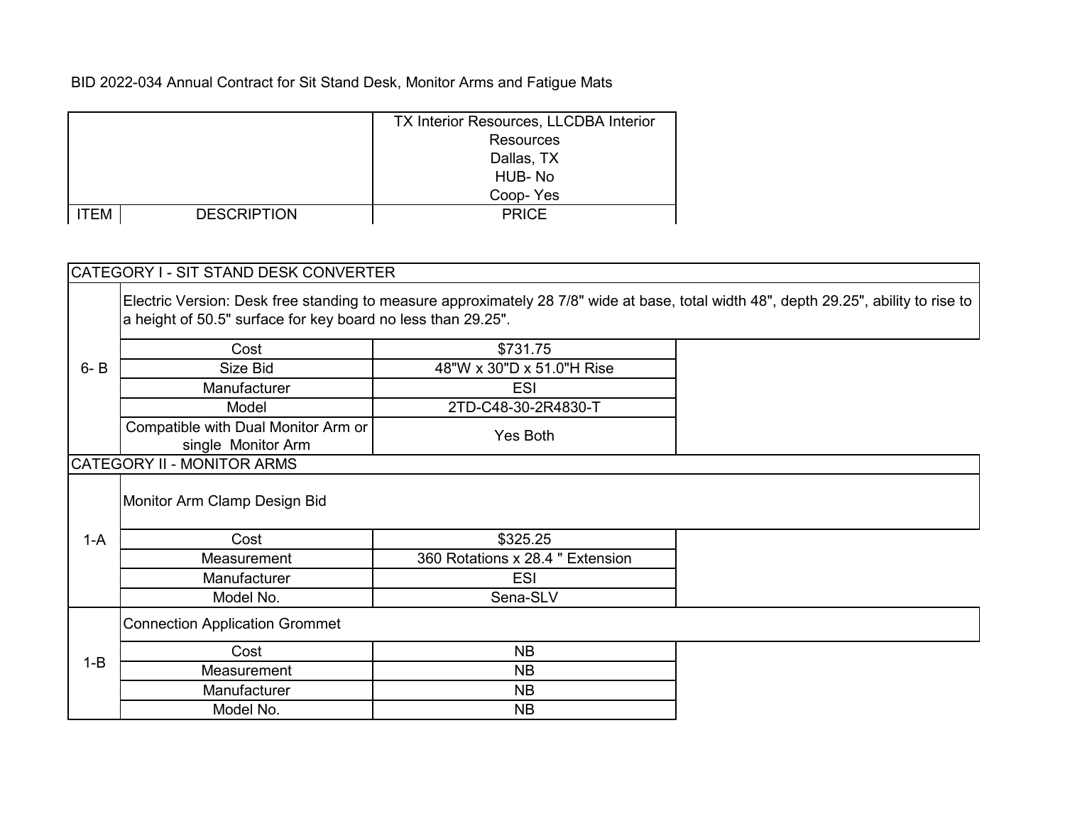BID 2022-034 Annual Contract for Sit Stand Desk, Monitor Arms and Fatigue Mats

| ITEM | DESCRIPTION | TX Interior Resources, LLCDBA Interior Resources<br>Dallas, TX<br>HUB- No<br>Coop- Yes<br>PRICE |
|---|---|---|
| **CATEGORY I - SIT STAND DESK CONVERTER** | | |
| 6- B | Electric Version: Desk free standing to measure approximately 28 7/8" wide at base, total width 48", depth 29.25", ability to rise to a height of 50.5" surface for key board no less than 29.25". | |
| | Cost | $731.75 |
| | Size Bid | 48"W x 30"D x 51.0"H Rise |
| | Manufacturer | ESI |
| | Model | 2TD-C48-30-2R4830-T |
| | Compatible with Dual Monitor Arm or single Monitor Arm | Yes Both |
| **CATEGORY II - MONITOR ARMS** | | |
| 1-A | Monitor Arm Clamp Design Bid | |
| | Cost | $325.25 |
| | Measurement | 360 Rotations x 28.4 " Extension |
| | Manufacturer | ESI |
| | Model No. | Sena-SLV |
| 1-B | Connection Application Grommet | |
| | Cost | NB |
| | Measurement | NB |
| | Manufacturer | NB |
| | Model No. | NB |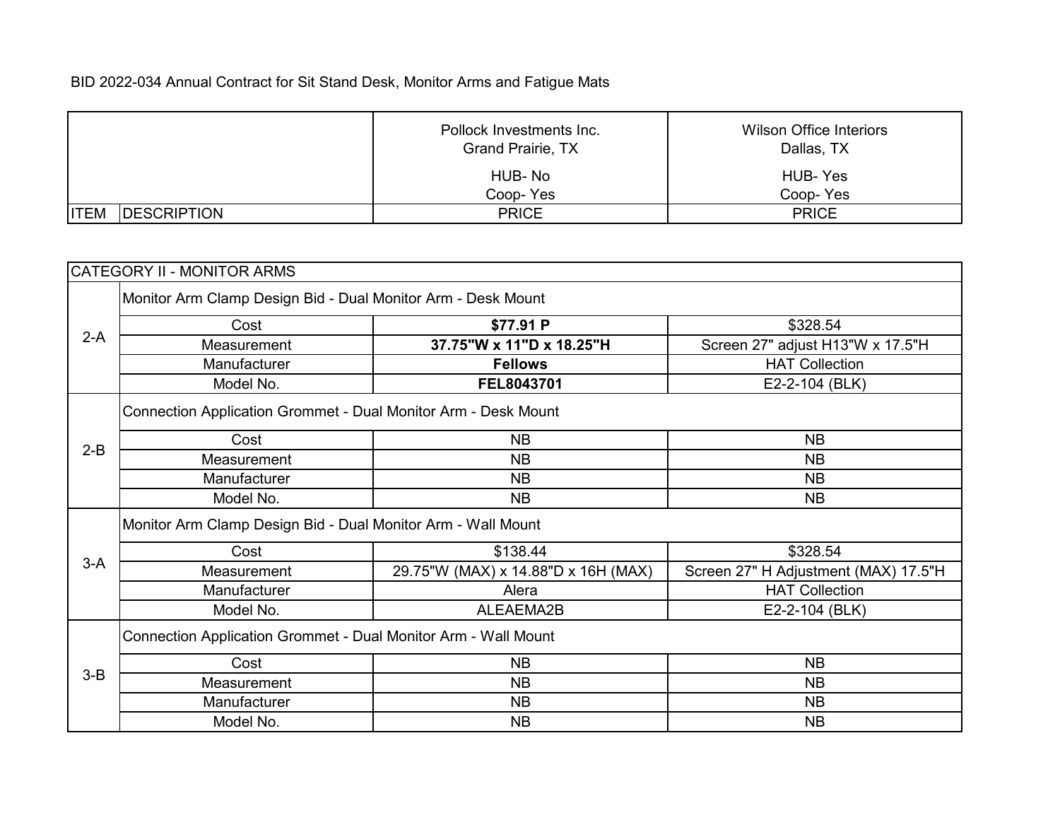BID 2022-034 Annual Contract for Sit Stand Desk, Monitor Arms and Fatigue Mats

| ITEM | DESCRIPTION | Pollock Investments Inc.<br>Grand Prairie, TX<br>HUB- No<br>Coop- Yes<br>PRICE | Wilson Office Interiors<br>Dallas, TX<br>HUB- Yes<br>Coop- Yes<br>PRICE |
|---|---|---|---|
| CATEGORY II - MONITOR ARMS | | | |
| 2-A | Monitor Arm Clamp Design Bid - Dual Monitor Arm - Desk Mount | | |
| | Cost | **$77.91 P** | $328.54 |
| | Measurement | **37.75"W x 11"D x 18.25"H** | Screen 27" adjust H13"W x 17.5"H |
| | Manufacturer | **Fellows** | HAT Collection |
| | Model No. | **FEL8043701** | E2-2-104 (BLK) |
| 2-B | Connection Application Grommet - Dual Monitor Arm - Desk Mount | | |
| | Cost | NB | NB |
| | Measurement | NB | NB |
| | Manufacturer | NB | NB |
| | Model No. | NB | NB |
| 3-A | Monitor Arm Clamp Design Bid - Dual Monitor Arm - Wall Mount | | |
| | Cost | $138.44 | $328.54 |
| | Measurement | 29.75"W (MAX) x 14.88"D x 16H (MAX) | Screen 27" H Adjustment (MAX) 17.5"H |
| | Manufacturer | Alera | HAT Collection |
| | Model No. | ALEAEMA2B | E2-2-104 (BLK) |
| 3-B | Connection Application Grommet - Dual Monitor Arm - Wall Mount | | |
| | Cost | NB | NB |
| | Measurement | NB | NB |
| | Manufacturer | NB | NB |
| | Model No. | NB | NB |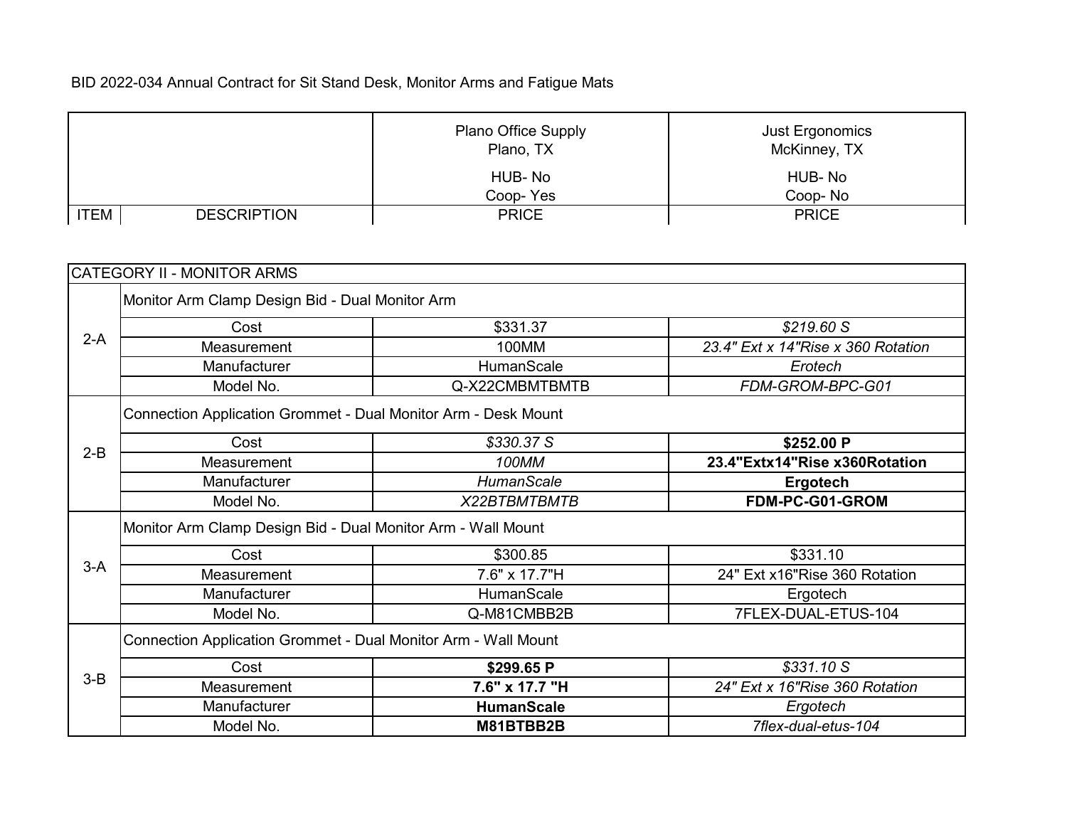BID 2022-034 Annual Contract for Sit Stand Desk, Monitor Arms and Fatigue Mats

| ITEM | DESCRIPTION | Plano Office Supply<br>Plano, TX<br>HUB- No<br>Coop- Yes<br>PRICE | Just Ergonomics<br>McKinney, TX<br>HUB- No<br>Coop- No<br>PRICE |
|---|---|---|---|
| CATEGORY II - MONITOR ARMS | | | |
| 2-A | Monitor Arm Clamp Design Bid - Dual Monitor Arm | | |
| | Cost | $331.37 | *$219.60 S* |
| | Measurement | 100MM | *23.4" Ext x 14"Rise x 360 Rotation* |
| | Manufacturer | HumanScale | *Erotech* |
| | Model No. | Q-X22CMBMTBMTB | *FDM-GROM-BPC-G01* |
| 2-B | Connection Application Grommet - Dual Monitor Arm - Desk Mount | | |
| | Cost | *$330.37 S* | **$252.00 P** |
| | Measurement | *100MM* | **23.4"Extx14"Rise x360Rotation** |
| | Manufacturer | *HumanScale* | **Ergotech** |
| | Model No. | *X22BTBMTBMTB* | **FDM-PC-G01-GROM** |
| 3-A | Monitor Arm Clamp Design Bid - Dual Monitor Arm - Wall Mount | | |
| | Cost | $300.85 | $331.10 |
| | Measurement | 7.6" x 17.7"H | 24" Ext x16"Rise 360 Rotation |
| | Manufacturer | HumanScale | Ergotech |
| | Model No. | Q-M81CMBB2B | 7FLEX-DUAL-ETUS-104 |
| 3-B | Connection Application Grommet - Dual Monitor Arm - Wall Mount | | |
| | Cost | **$299.65 P** | *$331.10 S* |
| | Measurement | **7.6" x 17.7 "H** | *24" Ext x 16"Rise 360 Rotation* |
| | Manufacturer | **HumanScale** | *Ergotech* |
| | Model No. | **M81BTBB2B** | *7flex-dual-etus-104* |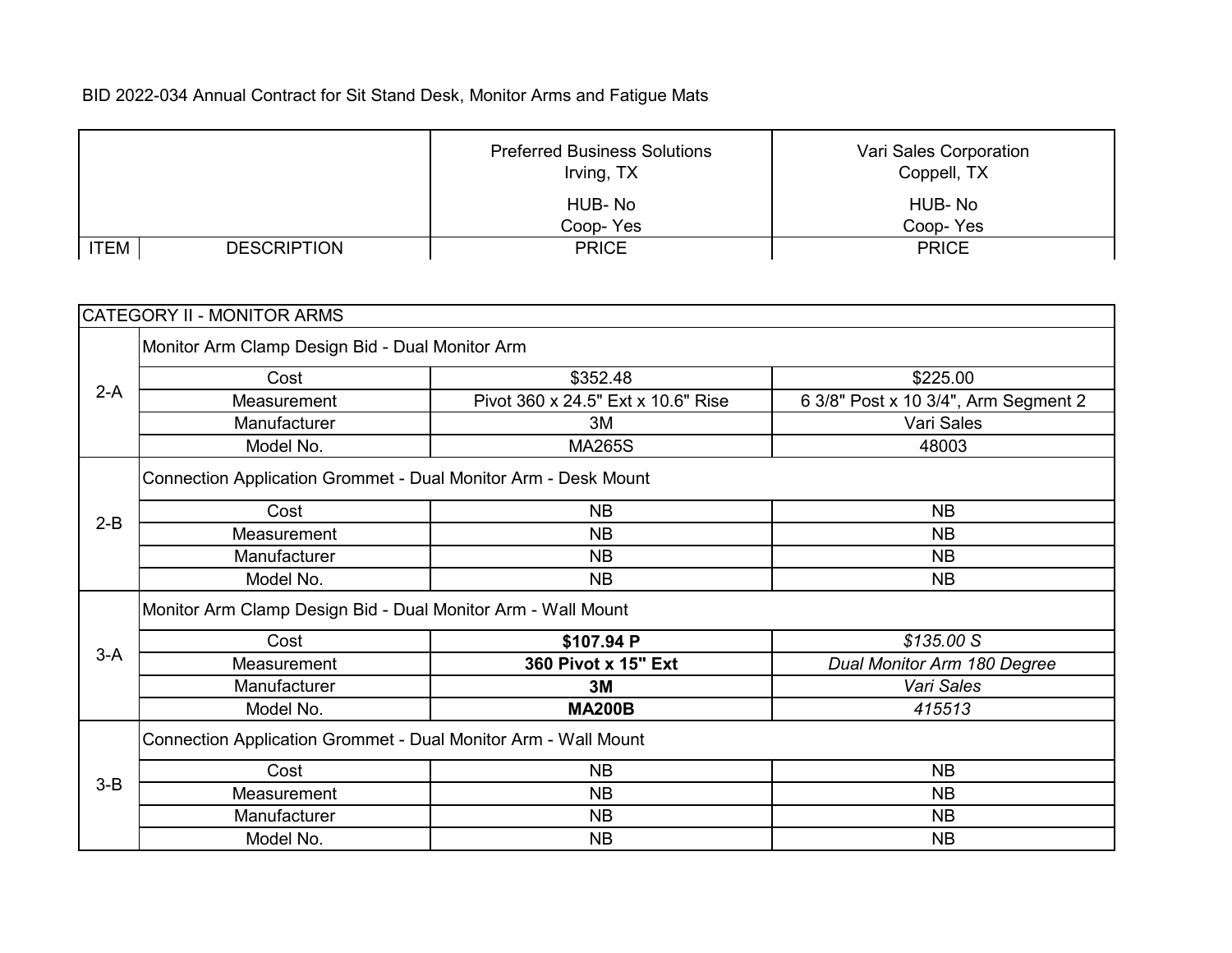BID 2022-034 Annual Contract for Sit Stand Desk, Monitor Arms and Fatigue Mats

| ITEM | DESCRIPTION | Preferred Business Solutions<br>Irving, TX<br>HUB- No<br>Coop- Yes<br>PRICE | Vari Sales Corporation<br>Coppell, TX<br>HUB- No<br>Coop- Yes<br>PRICE |
|---|---|---|---|
| CATEGORY II - MONITOR ARMS | | | |
| 2-A | Monitor Arm Clamp Design Bid - Dual Monitor Arm | | |
| | Cost | $352.48 | $225.00 |
| | Measurement | Pivot 360 x 24.5" Ext x 10.6" Rise | 6 3/8" Post x 10 3/4", Arm Segment 2 |
| | Manufacturer | 3M | Vari Sales |
| | Model No. | MA265S | 48003 |
| 2-B | Connection Application Grommet - Dual Monitor Arm - Desk Mount | | |
| | Cost | NB | NB |
| | Measurement | NB | NB |
| | Manufacturer | NB | NB |
| | Model No. | NB | NB |
| 3-A | Monitor Arm Clamp Design Bid - Dual Monitor Arm - Wall Mount | | |
| | Cost | **$107.94 P** | *$135.00 S* |
| | Measurement | **360 Pivot x 15" Ext** | *Dual Monitor Arm 180 Degree* |
| | Manufacturer | **3M** | *Vari Sales* |
| | Model No. | **MA200B** | *415513* |
| 3-B | Connection Application Grommet - Dual Monitor Arm - Wall Mount | | |
| | Cost | NB | NB |
| | Measurement | NB | NB |
| | Manufacturer | NB | NB |
| | Model No. | NB | NB |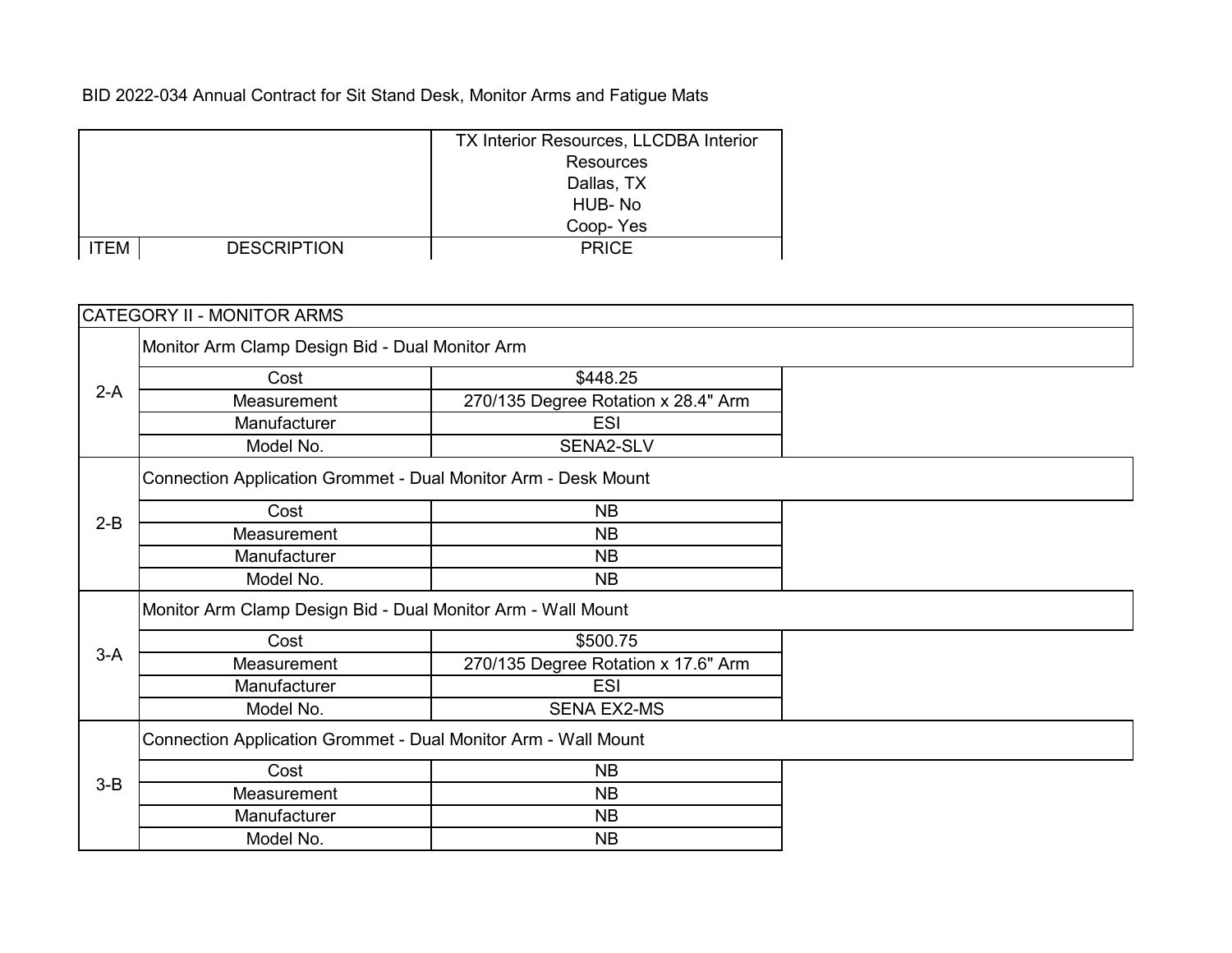BID 2022-034 Annual Contract for Sit Stand Desk, Monitor Arms and Fatigue Mats

| ITEM | DESCRIPTION | TX Interior Resources, LLCDBA Interior Resources<br>Dallas, TX<br>HUB- No<br>Coop- Yes<br>PRICE |
|---|---|---|
| CATEGORY II - MONITOR ARMS | | |
| 2-A | Monitor Arm Clamp Design Bid - Dual Monitor Arm | |
| | Cost | $448.25 |
| | Measurement | 270/135 Degree Rotation x 28.4" Arm |
| | Manufacturer | ESI |
| | Model No. | SENA2-SLV |
| 2-B | Connection Application Grommet - Dual Monitor Arm - Desk Mount | |
| | Cost | NB |
| | Measurement | NB |
| | Manufacturer | NB |
| | Model No. | NB |
| 3-A | Monitor Arm Clamp Design Bid - Dual Monitor Arm - Wall Mount | |
| | Cost | $500.75 |
| | Measurement | 270/135 Degree Rotation x 17.6" Arm |
| | Manufacturer | ESI |
| | Model No. | SENA EX2-MS |
| 3-B | Connection Application Grommet - Dual Monitor Arm - Wall Mount | |
| | Cost | NB |
| | Measurement | NB |
| | Manufacturer | NB |
| | Model No. | NB |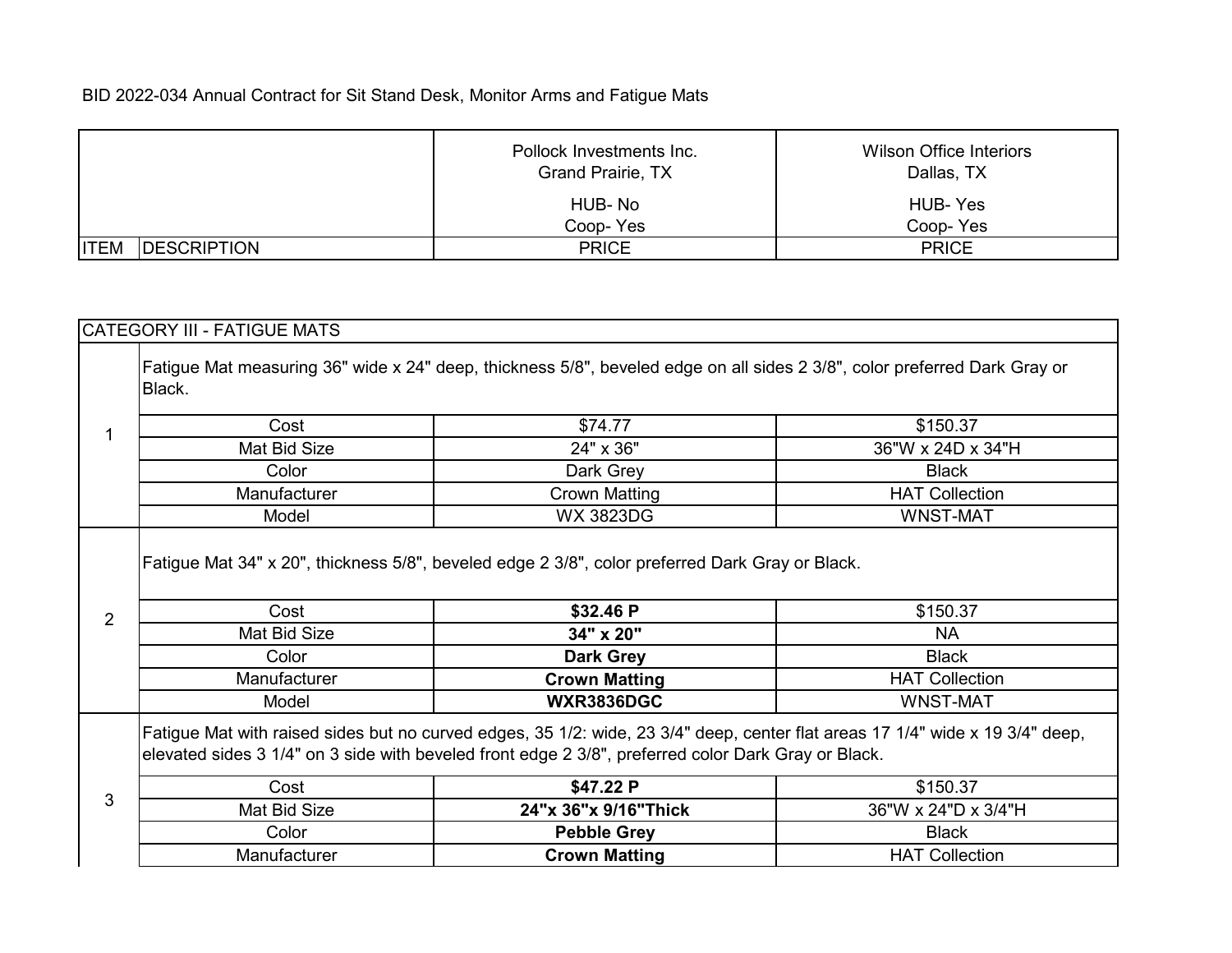BID 2022-034 Annual Contract for Sit Stand Desk, Monitor Arms and Fatigue Mats

| ITEM | DESCRIPTION | Pollock Investments Inc. Grand Prairie, TX HUB- No Coop- Yes PRICE | Wilson Office Interiors Dallas, TX HUB- Yes Coop- Yes PRICE |
|---|---|---|---|

| CATEGORY III - FATIGUE MATS | | | |
|---|---|---|---|
| 1 | Fatigue Mat measuring 36" wide x 24" deep, thickness 5/8", beveled edge on all sides 2 3/8", color preferred Dark Gray or Black. | | |
| | Cost | $74.77 | $150.37 |
| | Mat Bid Size | 24" x 36" | 36"W x 24D x 34"H |
| | Color | Dark Grey | Black |
| | Manufacturer | Crown Matting | HAT Collection |
| | Model | WX 3823DG | WNST-MAT |
| 2 | Fatigue Mat 34" x 20", thickness 5/8", beveled edge 2 3/8", color preferred Dark Gray or Black. | | |
| | Cost | **$32.46 P** | $150.37 |
| | Mat Bid Size | **34" x 20"** | NA |
| | Color | **Dark Grey** | Black |
| | Manufacturer | **Crown Matting** | HAT Collection |
| | Model | **WXR3836DGC** | WNST-MAT |
| 3 | Fatigue Mat with raised sides but no curved edges, 35 1/2: wide, 23 3/4" deep, center flat areas 17 1/4" wide x 19 3/4" deep, elevated sides 3 1/4" on 3 side with beveled front edge 2 3/8", preferred color Dark Gray or Black. | | |
| | Cost | **$47.22 P** | $150.37 |
| | Mat Bid Size | **24"x 36"x 9/16"Thick** | 36"W x 24"D x 3/4"H |
| | Color | **Pebble Grey** | Black |
| | Manufacturer | **Crown Matting** | HAT Collection |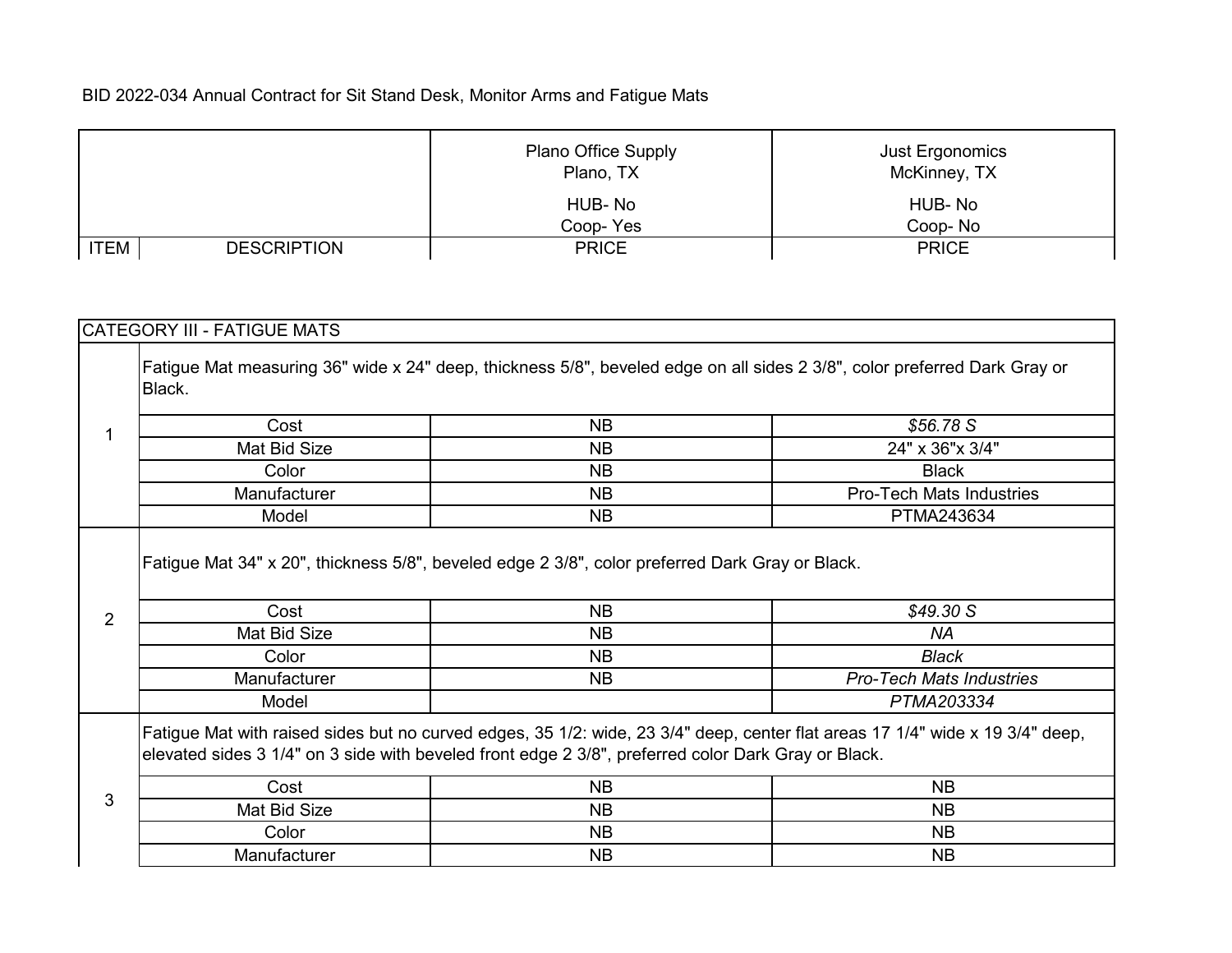BID 2022-034 Annual Contract for Sit Stand Desk, Monitor Arms and Fatigue Mats

| ITEM | DESCRIPTION | Plano Office Supply<br>Plano, TX<br>HUB- No<br>Coop- Yes<br>PRICE | Just Ergonomics<br>McKinney, TX<br>HUB- No<br>Coop- No<br>PRICE |
|---|---|---|---|
| CATEGORY III - FATIGUE MATS | | | |
| 1 | Fatigue Mat measuring 36" wide x 24" deep, thickness 5/8", beveled edge on all sides 2 3/8", color preferred Dark Gray or Black. | | |
| | Cost | NB | *$56.78 S* |
| | Mat Bid Size | NB | 24" x 36"x 3/4" |
| | Color | NB | Black |
| | Manufacturer | NB | Pro-Tech Mats Industries |
| | Model | NB | PTMA243634 |
| 2 | Fatigue Mat 34" x 20", thickness 5/8", beveled edge 2 3/8", color preferred Dark Gray or Black. | | |
| | Cost | NB | *$49.30 S* |
| | Mat Bid Size | NB | *NA* |
| | Color | NB | *Black* |
| | Manufacturer | NB | *Pro-Tech Mats Industries* |
| | Model | | *PTMA203334* |
| 3 | Fatigue Mat with raised sides but no curved edges, 35 1/2: wide, 23 3/4" deep, center flat areas 17 1/4" wide x 19 3/4" deep, elevated sides 3 1/4" on 3 side with beveled front edge 2 3/8", preferred color Dark Gray or Black. | | |
| | Cost | NB | NB |
| | Mat Bid Size | NB | NB |
| | Color | NB | NB |
| | Manufacturer | NB | NB |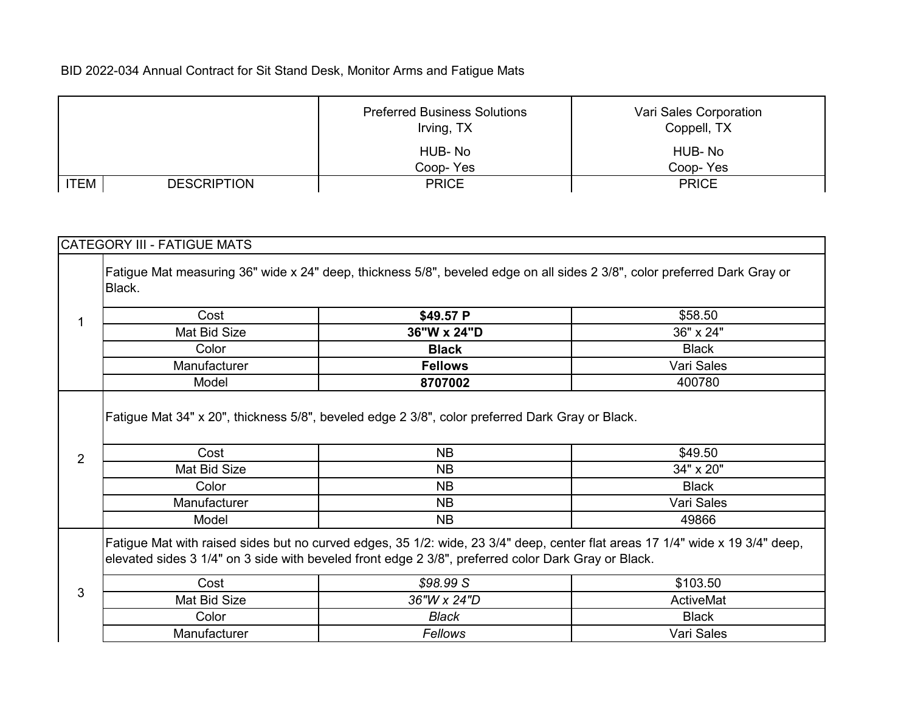BID 2022-034 Annual Contract for Sit Stand Desk, Monitor Arms and Fatigue Mats

| ITEM | DESCRIPTION | Preferred Business Solutions<br>Irving, TX<br>HUB- No<br>Coop- Yes<br>PRICE | Vari Sales Corporation<br>Coppell, TX<br>HUB- No<br>Coop- Yes<br>PRICE |
|---|---|---|---|
| CATEGORY III - FATIGUE MATS | | | |
| 1 | Fatigue Mat measuring 36" wide x 24" deep, thickness 5/8", beveled edge on all sides 2 3/8", color preferred Dark Gray or Black. | | |
| | Cost | **$49.57 P** | $58.50 |
| | Mat Bid Size | **36"W x 24"D** | 36" x 24" |
| | Color | **Black** | Black |
| | Manufacturer | **Fellows** | Vari Sales |
| | Model | **8707002** | 400780 |
| 2 | Fatigue Mat 34" x 20", thickness 5/8", beveled edge 2 3/8", color preferred Dark Gray or Black. | | |
| | Cost | NB | $49.50 |
| | Mat Bid Size | NB | 34" x 20" |
| | Color | NB | Black |
| | Manufacturer | NB | Vari Sales |
| | Model | NB | 49866 |
| 3 | Fatigue Mat with raised sides but no curved edges, 35 1/2: wide, 23 3/4" deep, center flat areas 17 1/4" wide x 19 3/4" deep, elevated sides 3 1/4" on 3 side with beveled front edge 2 3/8", preferred color Dark Gray or Black. | | |
| | Cost | *$98.99 S* | $103.50 |
| | Mat Bid Size | *36"W x 24"D* | ActiveMat |
| | Color | *Black* | Black |
| | Manufacturer | *Fellows* | Vari Sales |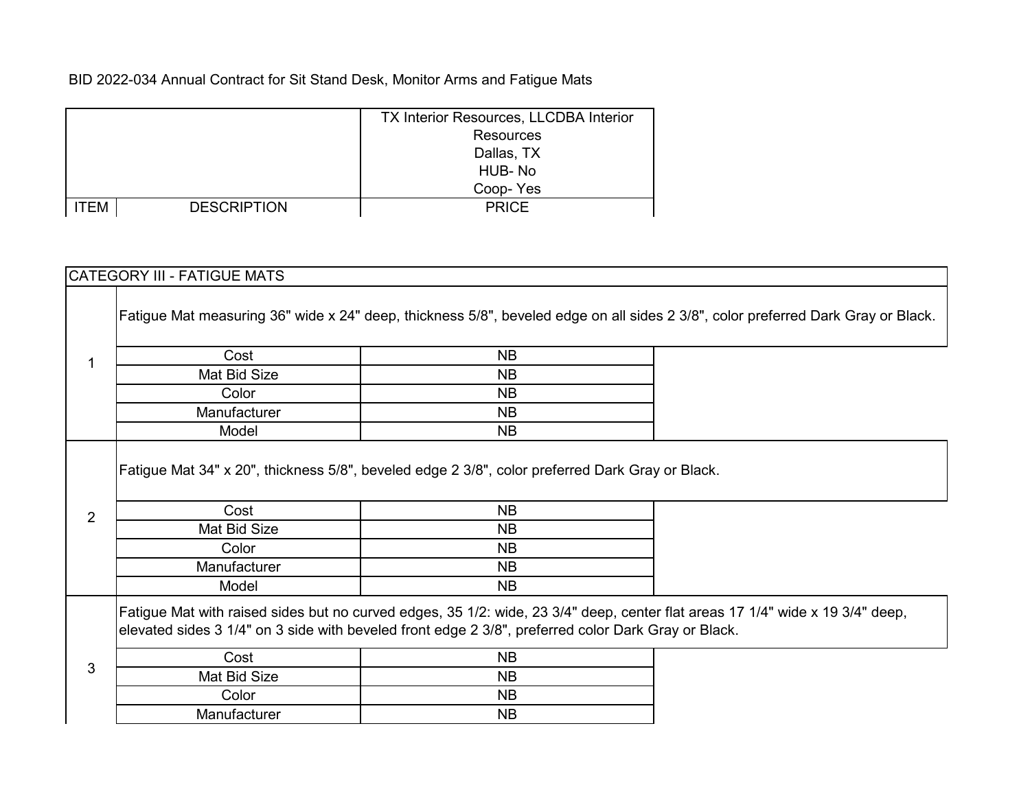BID 2022-034 Annual Contract for Sit Stand Desk, Monitor Arms and Fatigue Mats

| ITEM | DESCRIPTION | TX Interior Resources, LLCDBA Interior Resources<br>Dallas, TX<br>HUB- No<br>Coop- Yes<br>PRICE |
|---|---|---|
| CATEGORY III - FATIGUE MATS | | |
| 1 | Fatigue Mat measuring 36" wide x 24" deep, thickness 5/8", beveled edge on all sides 2 3/8", color preferred Dark Gray or Black. | |
| | Cost | NB |
| | Mat Bid Size | NB |
| | Color | NB |
| | Manufacturer | NB |
| | Model | NB |
| 2 | Fatigue Mat 34" x 20", thickness 5/8", beveled edge 2 3/8", color preferred Dark Gray or Black. | |
| | Cost | NB |
| | Mat Bid Size | NB |
| | Color | NB |
| | Manufacturer | NB |
| | Model | NB |
| 3 | Fatigue Mat with raised sides but no curved edges, 35 1/2: wide, 23 3/4" deep, center flat areas 17 1/4" wide x 19 3/4" deep, elevated sides 3 1/4" on 3 side with beveled front edge 2 3/8", preferred color Dark Gray or Black. | |
| | Cost | NB |
| | Mat Bid Size | NB |
| | Color | NB |
| | Manufacturer | NB |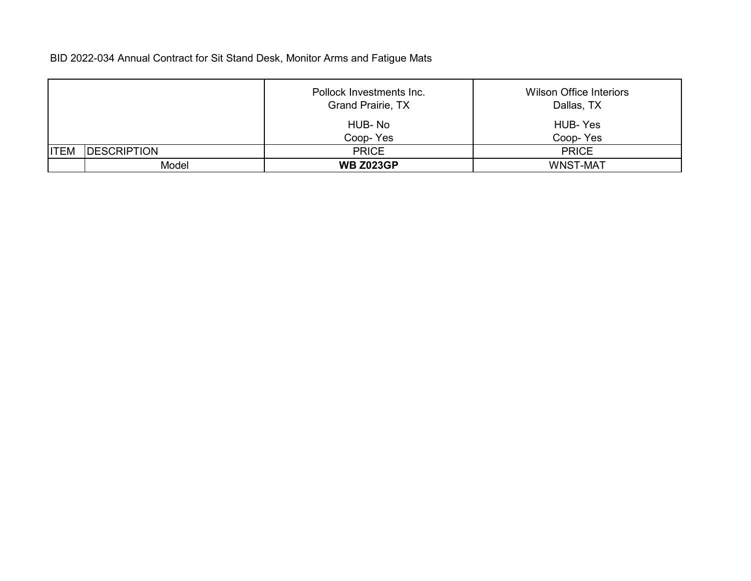BID 2022-034 Annual Contract for Sit Stand Desk, Monitor Arms and Fatigue Mats

| | | Pollock Investments Inc. Grand Prairie, TX HUB- No Coop- Yes | Wilson Office Interiors Dallas, TX HUB- Yes Coop- Yes |
|---|---|---|---|
| ITEM | DESCRIPTION | PRICE | PRICE |
| | Model | **WB Z023GP** | WNST-MAT |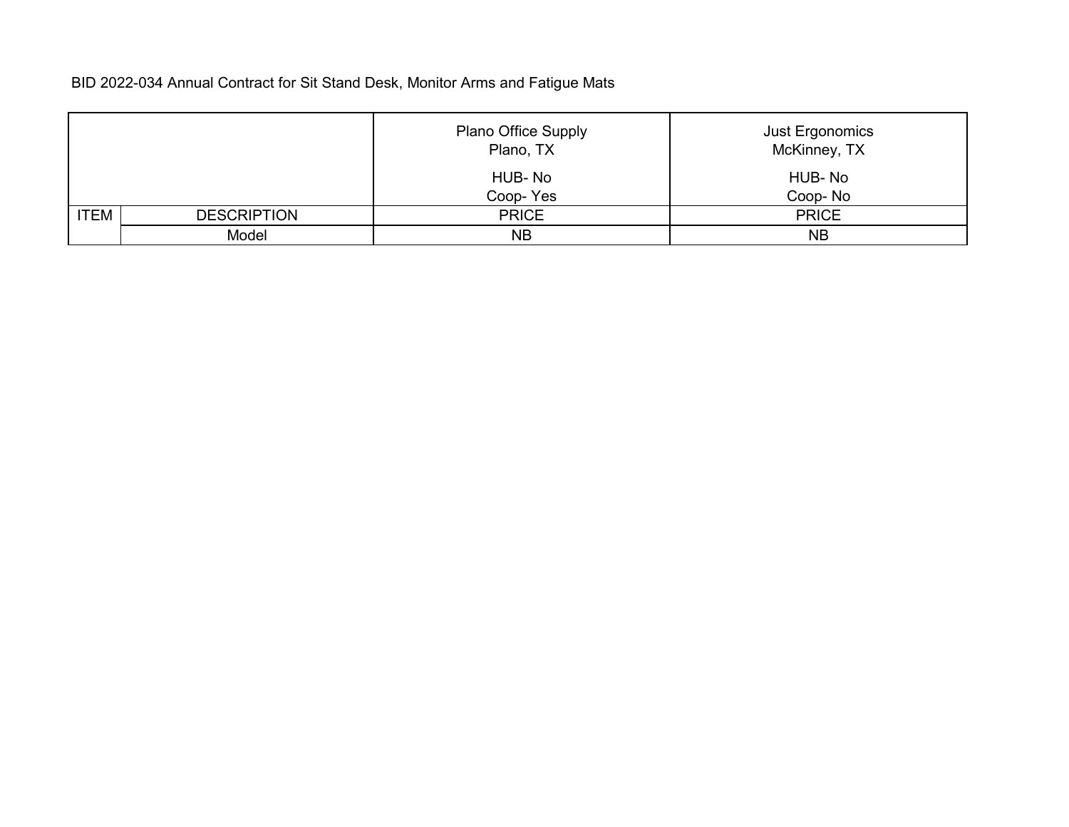BID 2022-034 Annual Contract for Sit Stand Desk, Monitor Arms and Fatigue Mats

| | | Plano Office Supply<br>Plano, TX<br>HUB- No<br>Coop- Yes | Just Ergonomics<br>McKinney, TX<br>HUB- No<br>Coop- No |
|---|---|---|---|
| ITEM | DESCRIPTION | PRICE | PRICE |
| | Model | NB | NB |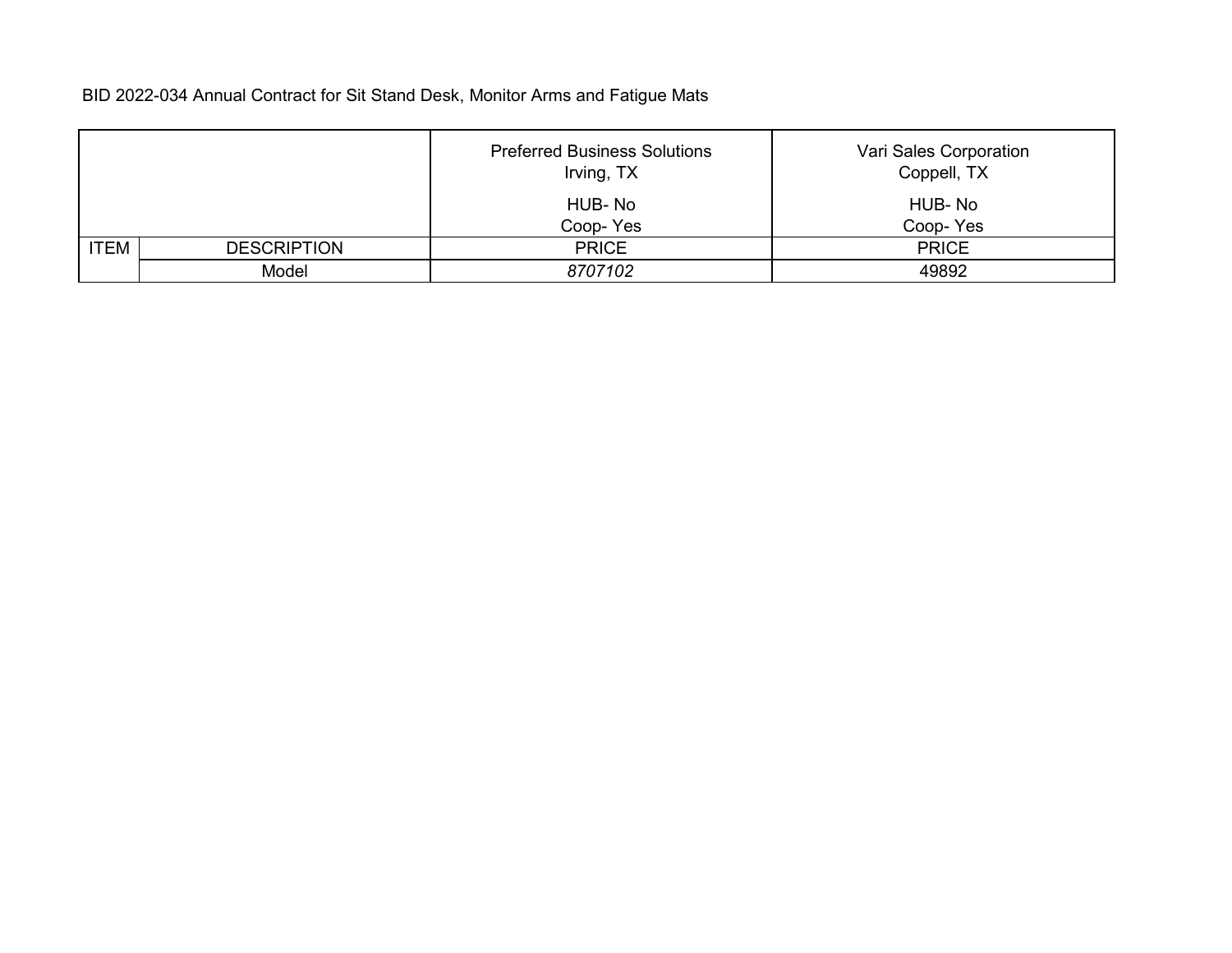BID 2022-034 Annual Contract for Sit Stand Desk, Monitor Arms and Fatigue Mats

| | | Preferred Business Solutions<br>Irving, TX<br><br>HUB- No<br>Coop- Yes | Vari Sales Corporation<br>Coppell, TX<br><br>HUB- No<br>Coop- Yes |
|---|---|---|---|
| ITEM | DESCRIPTION | PRICE | PRICE |
| | Model | *8707102* | 49892 |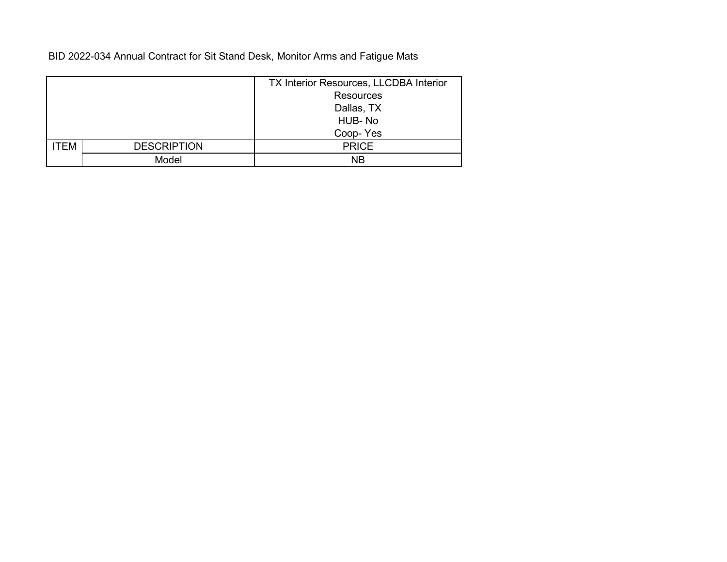BID 2022-034 Annual Contract for Sit Stand Desk, Monitor Arms and Fatigue Mats

| | | TX Interior Resources, LLCDBA Interior Resources<br>Dallas, TX<br>HUB- No<br>Coop- Yes |
|---|---|---|
| ITEM | DESCRIPTION | PRICE |
| | Model | NB |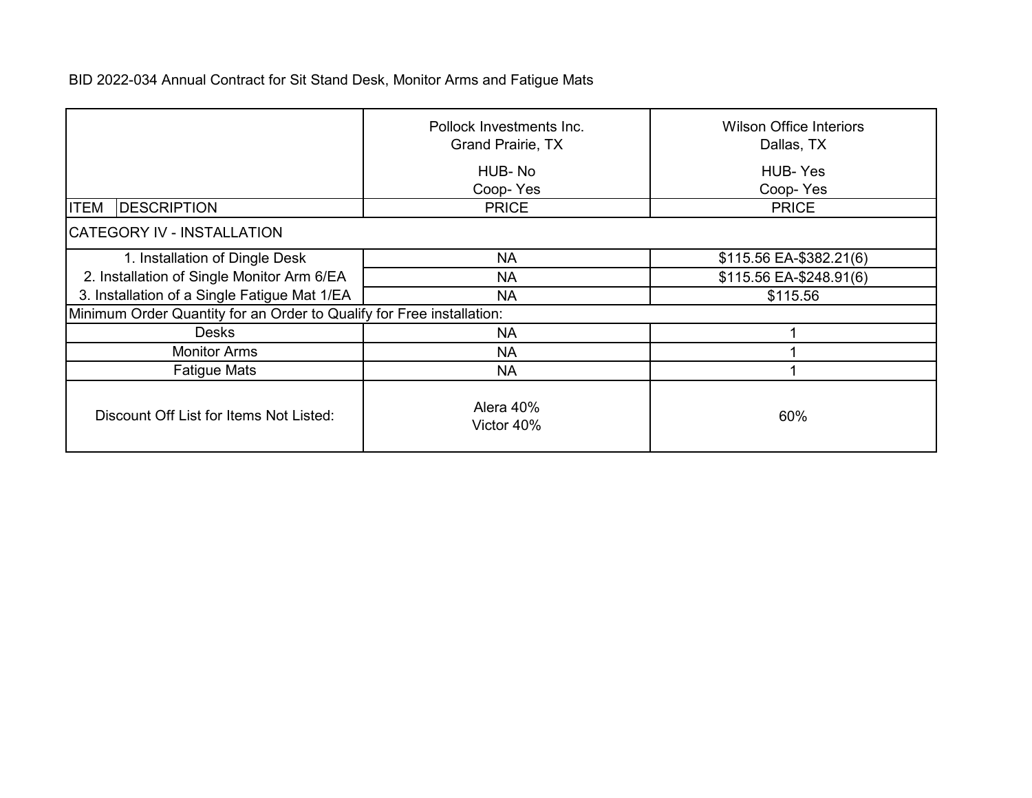BID 2022-034 Annual Contract for Sit Stand Desk, Monitor Arms and Fatigue Mats

| | | Pollock Investments Inc.<br>Grand Prairie, TX<br>HUB- No<br>Coop- Yes | Wilson Office Interiors<br>Dallas, TX<br>HUB- Yes<br>Coop- Yes |
|---|---|---|---|
| ITEM | DESCRIPTION | PRICE | PRICE |
| CATEGORY IV - INSTALLATION | | | |
| 1. Installation of Dingle Desk | | NA | $115.56 EA-$382.21(6) |
| 2. Installation of Single Monitor Arm 6/EA | | NA | $115.56 EA-$248.91(6) |
| 3. Installation of a Single Fatigue Mat 1/EA | | NA | $115.56 |
| Minimum Order Quantity for an Order to Qualify for Free installation: | | | |
| Desks | | NA | 1 |
| Monitor Arms | | NA | 1 |
| Fatigue Mats | | NA | 1 |
| Discount Off List for Items Not Listed: | | Alera 40%<br>Victor 40% | 60% |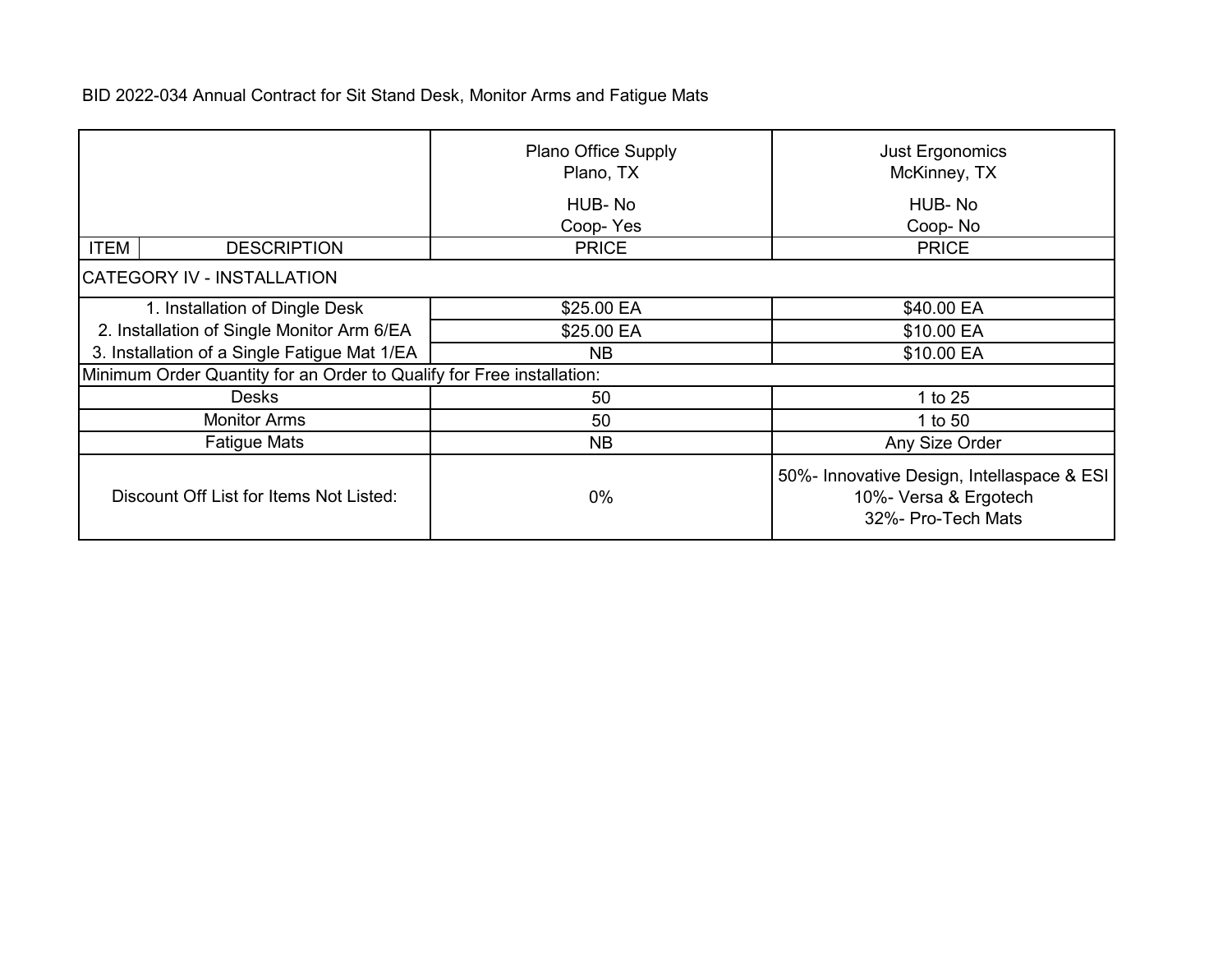BID 2022-034 Annual Contract for Sit Stand Desk, Monitor Arms and Fatigue Mats

| ITEM | DESCRIPTION | Plano Office Supply<br>Plano, TX<br>HUB- No<br>Coop- Yes<br>PRICE | Just Ergonomics<br>McKinney, TX<br>HUB- No<br>Coop- No<br>PRICE |
|---|---|---|---|
| CATEGORY IV - INSTALLATION | | | |
| 1. Installation of Dingle Desk | | $25.00 EA | $40.00 EA |
| 2. Installation of Single Monitor Arm 6/EA | | $25.00 EA | $10.00 EA |
| 3. Installation of a Single Fatigue Mat 1/EA | | NB | $10.00 EA |
| Minimum Order Quantity for an Order to Qualify for Free installation: | | | |
| Desks | | 50 | 1 to 25 |
| Monitor Arms | | 50 | 1 to 50 |
| Fatigue Mats | | NB | Any Size Order |
| Discount Off List for Items Not Listed: | | 0% | 50%- Innovative Design, Intellaspace & ESI<br>10%- Versa & Ergotech<br>32%- Pro-Tech Mats |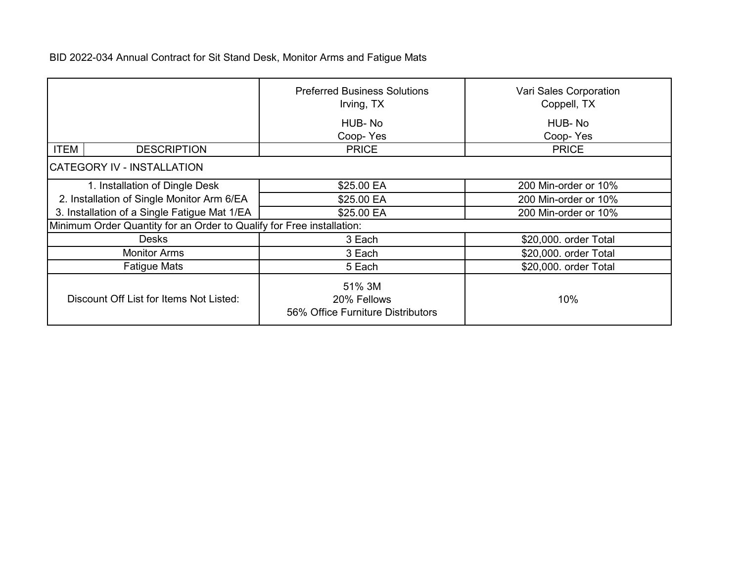BID 2022-034 Annual Contract for Sit Stand Desk, Monitor Arms and Fatigue Mats

| ITEM | DESCRIPTION | Preferred Business Solutions<br>Irving, TX<br>HUB- No<br>Coop- Yes<br>PRICE | Vari Sales Corporation<br>Coppell, TX<br>HUB- No<br>Coop- Yes<br>PRICE |
|---|---|---|---|
| CATEGORY IV - INSTALLATION | | | |
| 1. Installation of Dingle Desk | | $25.00 EA | 200 Min-order or 10% |
| 2. Installation of Single Monitor Arm 6/EA | | $25.00 EA | 200 Min-order or 10% |
| 3. Installation of a Single Fatigue Mat 1/EA | | $25.00 EA | 200 Min-order or 10% |
| Minimum Order Quantity for an Order to Qualify for Free installation: | | | |
| Desks | | 3 Each | $20,000. order Total |
| Monitor Arms | | 3 Each | $20,000. order Total |
| Fatigue Mats | | 5 Each | $20,000. order Total |
| Discount Off List for Items Not Listed: | | 51% 3M<br>20% Fellows<br>56% Office Furniture Distributors | 10% |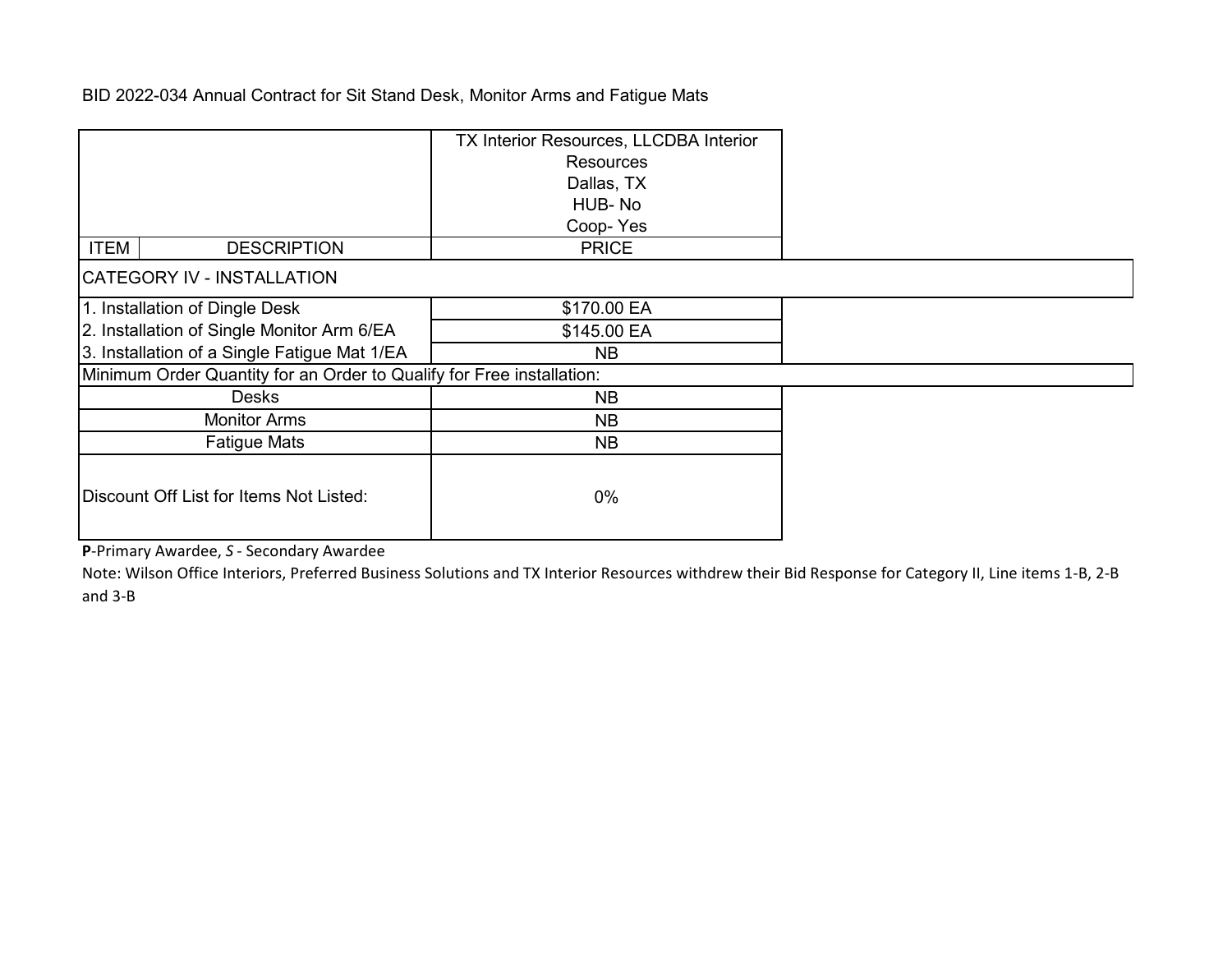BID 2022-034 Annual Contract for Sit Stand Desk, Monitor Arms and Fatigue Mats

| ITEM | DESCRIPTION | TX Interior Resources, LLCDBA Interior Resources<br>Dallas, TX<br>HUB- No<br>Coop- Yes<br>PRICE |
|---|---|---|
| CATEGORY IV - INSTALLATION | | |
| 1. Installation of Dingle Desk | | $170.00 EA |
| 2. Installation of Single Monitor Arm 6/EA | | $145.00 EA |
| 3. Installation of a Single Fatigue Mat 1/EA | | NB |
| Minimum Order Quantity for an Order to Qualify for Free installation: | | |
| Desks | | NB |
| Monitor Arms | | NB |
| Fatigue Mats | | NB |
| Discount Off List for Items Not Listed: | | 0% |

**P**-Primary Awardee, *S* - Secondary Awardee

Note: Wilson Office Interiors, Preferred Business Solutions and TX Interior Resources withdrew their Bid Response for Category II, Line items 1-B, 2-B and 3-B